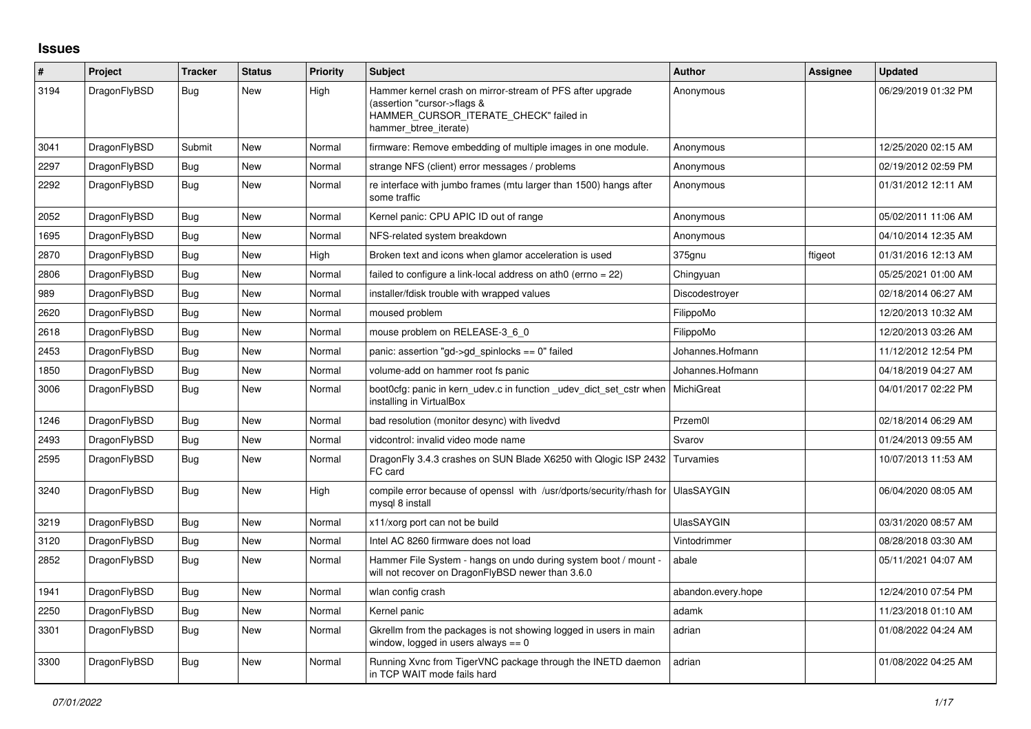# Issues

| # | Project | Tracker | Status | Priority | Subject | Author | Assignee | Updated |
|---|---|---|---|---|---|---|---|---|
| 3194 | DragonFlyBSD | Bug | New | High | Hammer kernel crash on mirror-stream of PFS after upgrade (assertion "cursor->flags & HAMMER_CURSOR_ITERATE_CHECK" failed in hammer_btree_iterate) | Anonymous | | 06/29/2019 01:32 PM |
| 3041 | DragonFlyBSD | Submit | New | Normal | firmware: Remove embedding of multiple images in one module. | Anonymous | | 12/25/2020 02:15 AM |
| 2297 | DragonFlyBSD | Bug | New | Normal | strange NFS (client) error messages / problems | Anonymous | | 02/19/2012 02:59 PM |
| 2292 | DragonFlyBSD | Bug | New | Normal | re interface with jumbo frames (mtu larger than 1500) hangs after some traffic | Anonymous | | 01/31/2012 12:11 AM |
| 2052 | DragonFlyBSD | Bug | New | Normal | Kernel panic: CPU APIC ID out of range | Anonymous | | 05/02/2011 11:06 AM |
| 1695 | DragonFlyBSD | Bug | New | Normal | NFS-related system breakdown | Anonymous | | 04/10/2014 12:35 AM |
| 2870 | DragonFlyBSD | Bug | New | High | Broken text and icons when glamor acceleration is used | 375gnu | ftigeot | 01/31/2016 12:13 AM |
| 2806 | DragonFlyBSD | Bug | New | Normal | failed to configure a link-local address on ath0 (errno = 22) | Chingyuan | | 05/25/2021 01:00 AM |
| 989 | DragonFlyBSD | Bug | New | Normal | installer/fdisk trouble with wrapped values | Discodestroyer | | 02/18/2014 06:27 AM |
| 2620 | DragonFlyBSD | Bug | New | Normal | moused problem | FilippoMo | | 12/20/2013 10:32 AM |
| 2618 | DragonFlyBSD | Bug | New | Normal | mouse problem on RELEASE-3_6_0 | FilippoMo | | 12/20/2013 03:26 AM |
| 2453 | DragonFlyBSD | Bug | New | Normal | panic: assertion "gd->gd_spinlocks == 0" failed | Johannes.Hofmann | | 11/12/2012 12:54 PM |
| 1850 | DragonFlyBSD | Bug | New | Normal | volume-add on hammer root fs panic | Johannes.Hofmann | | 04/18/2019 04:27 AM |
| 3006 | DragonFlyBSD | Bug | New | Normal | boot0cfg: panic in kern_udev.c in function _udev_dict_set_cstr when installing in VirtualBox | MichiGreat | | 04/01/2017 02:22 PM |
| 1246 | DragonFlyBSD | Bug | New | Normal | bad resolution (monitor desync) with livedvd | Przem0l | | 02/18/2014 06:29 AM |
| 2493 | DragonFlyBSD | Bug | New | Normal | vidcontrol: invalid video mode name | Svarov | | 01/24/2013 09:55 AM |
| 2595 | DragonFlyBSD | Bug | New | Normal | DragonFly 3.4.3 crashes on SUN Blade X6250 with Qlogic ISP 2432 FC card | Turvamies | | 10/07/2013 11:53 AM |
| 3240 | DragonFlyBSD | Bug | New | High | compile error because of openssl with /usr/dports/security/rhash for mysql 8 install | UlasSAYGIN | | 06/04/2020 08:05 AM |
| 3219 | DragonFlyBSD | Bug | New | Normal | x11/xorg port can not be build | UlasSAYGIN | | 03/31/2020 08:57 AM |
| 3120 | DragonFlyBSD | Bug | New | Normal | Intel AC 8260 firmware does not load | Vintodrimmer | | 08/28/2018 03:30 AM |
| 2852 | DragonFlyBSD | Bug | New | Normal | Hammer File System - hangs on undo during system boot / mount - will not recover on DragonFlyBSD newer than 3.6.0 | abale | | 05/11/2021 04:07 AM |
| 1941 | DragonFlyBSD | Bug | New | Normal | wlan config crash | abandon.every.hope | | 12/24/2010 07:54 PM |
| 2250 | DragonFlyBSD | Bug | New | Normal | Kernel panic | adamk | | 11/23/2018 01:10 AM |
| 3301 | DragonFlyBSD | Bug | New | Normal | Gkrellm from the packages is not showing logged in users in main window, logged in users always == 0 | adrian | | 01/08/2022 04:24 AM |
| 3300 | DragonFlyBSD | Bug | New | Normal | Running Xvnc from TigerVNC package through the INETD daemon in TCP WAIT mode fails hard | adrian | | 01/08/2022 04:25 AM |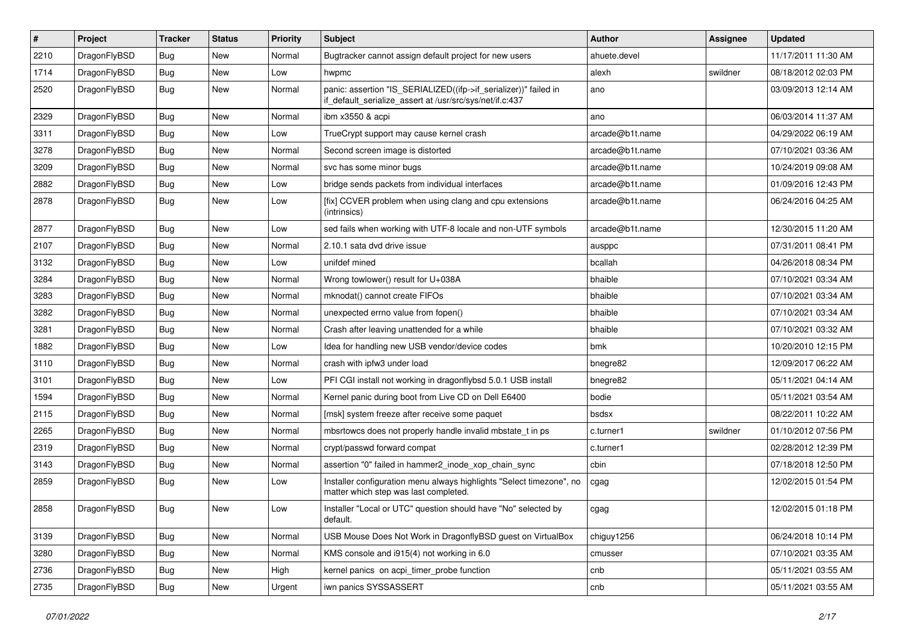| # | Project | Tracker | Status | Priority | Subject | Author | Assignee | Updated |
|---|---|---|---|---|---|---|---|---|
| 2210 | DragonFlyBSD | Bug | New | Normal | Bugtracker cannot assign default project for new users | ahuete.devel | | 11/17/2011 11:30 AM |
| 1714 | DragonFlyBSD | Bug | New | Low | hwpmc | alexh | swildner | 08/18/2012 02:03 PM |
| 2520 | DragonFlyBSD | Bug | New | Normal | panic: assertion "IS_SERIALIZED((ifp->if_serializer))" failed in if_default_serialize_assert at /usr/src/sys/net/if.c:437 | ano | | 03/09/2013 12:14 AM |
| 2329 | DragonFlyBSD | Bug | New | Normal | ibm x3550 & acpi | ano | | 06/03/2014 11:37 AM |
| 3311 | DragonFlyBSD | Bug | New | Low | TrueCrypt support may cause kernel crash | arcade@b1t.name | | 04/29/2022 06:19 AM |
| 3278 | DragonFlyBSD | Bug | New | Normal | Second screen image is distorted | arcade@b1t.name | | 07/10/2021 03:36 AM |
| 3209 | DragonFlyBSD | Bug | New | Normal | svc has some minor bugs | arcade@b1t.name | | 10/24/2019 09:08 AM |
| 2882 | DragonFlyBSD | Bug | New | Low | bridge sends packets from individual interfaces | arcade@b1t.name | | 01/09/2016 12:43 PM |
| 2878 | DragonFlyBSD | Bug | New | Low | [fix] CCVER problem when using clang and cpu extensions (intrinsics) | arcade@b1t.name | | 06/24/2016 04:25 AM |
| 2877 | DragonFlyBSD | Bug | New | Low | sed fails when working with UTF-8 locale and non-UTF symbols | arcade@b1t.name | | 12/30/2015 11:20 AM |
| 2107 | DragonFlyBSD | Bug | New | Normal | 2.10.1 sata dvd drive issue | ausppc | | 07/31/2011 08:41 PM |
| 3132 | DragonFlyBSD | Bug | New | Low | unifdef mined | bcallah | | 04/26/2018 08:34 PM |
| 3284 | DragonFlyBSD | Bug | New | Normal | Wrong towlower() result for U+038A | bhaible | | 07/10/2021 03:34 AM |
| 3283 | DragonFlyBSD | Bug | New | Normal | mknodat() cannot create FIFOs | bhaible | | 07/10/2021 03:34 AM |
| 3282 | DragonFlyBSD | Bug | New | Normal | unexpected errno value from fopen() | bhaible | | 07/10/2021 03:34 AM |
| 3281 | DragonFlyBSD | Bug | New | Normal | Crash after leaving unattended for a while | bhaible | | 07/10/2021 03:32 AM |
| 1882 | DragonFlyBSD | Bug | New | Low | Idea for handling new USB vendor/device codes | bmk | | 10/20/2010 12:15 PM |
| 3110 | DragonFlyBSD | Bug | New | Normal | crash with ipfw3 under load | bnegre82 | | 12/09/2017 06:22 AM |
| 3101 | DragonFlyBSD | Bug | New | Low | PFI CGI install not working in dragonflybsd 5.0.1 USB install | bnegre82 | | 05/11/2021 04:14 AM |
| 1594 | DragonFlyBSD | Bug | New | Normal | Kernel panic during boot from Live CD on Dell E6400 | bodie | | 05/11/2021 03:54 AM |
| 2115 | DragonFlyBSD | Bug | New | Normal | [msk] system freeze after receive some paquet | bsdsx | | 08/22/2011 10:22 AM |
| 2265 | DragonFlyBSD | Bug | New | Normal | mbsrtowcs does not properly handle invalid mbstate_t in ps | c.turner1 | swildner | 01/10/2012 07:56 PM |
| 2319 | DragonFlyBSD | Bug | New | Normal | crypt/passwd forward compat | c.turner1 | | 02/28/2012 12:39 PM |
| 3143 | DragonFlyBSD | Bug | New | Normal | assertion "0" failed in hammer2_inode_xop_chain_sync | cbin | | 07/18/2018 12:50 PM |
| 2859 | DragonFlyBSD | Bug | New | Low | Installer configuration menu always highlights "Select timezone", no matter which step was last completed. | cgag | | 12/02/2015 01:54 PM |
| 2858 | DragonFlyBSD | Bug | New | Low | Installer "Local or UTC" question should have "No" selected by default. | cgag | | 12/02/2015 01:18 PM |
| 3139 | DragonFlyBSD | Bug | New | Normal | USB Mouse Does Not Work in DragonflyBSD guest on VirtualBox | chiguy1256 | | 06/24/2018 10:14 PM |
| 3280 | DragonFlyBSD | Bug | New | Normal | KMS console and i915(4) not working in 6.0 | cmusser | | 07/10/2021 03:35 AM |
| 2736 | DragonFlyBSD | Bug | New | High | kernel panics on acpi_timer_probe function | cnb | | 05/11/2021 03:55 AM |
| 2735 | DragonFlyBSD | Bug | New | Urgent | iwn panics SYSSASSERT | cnb | | 05/11/2021 03:55 AM |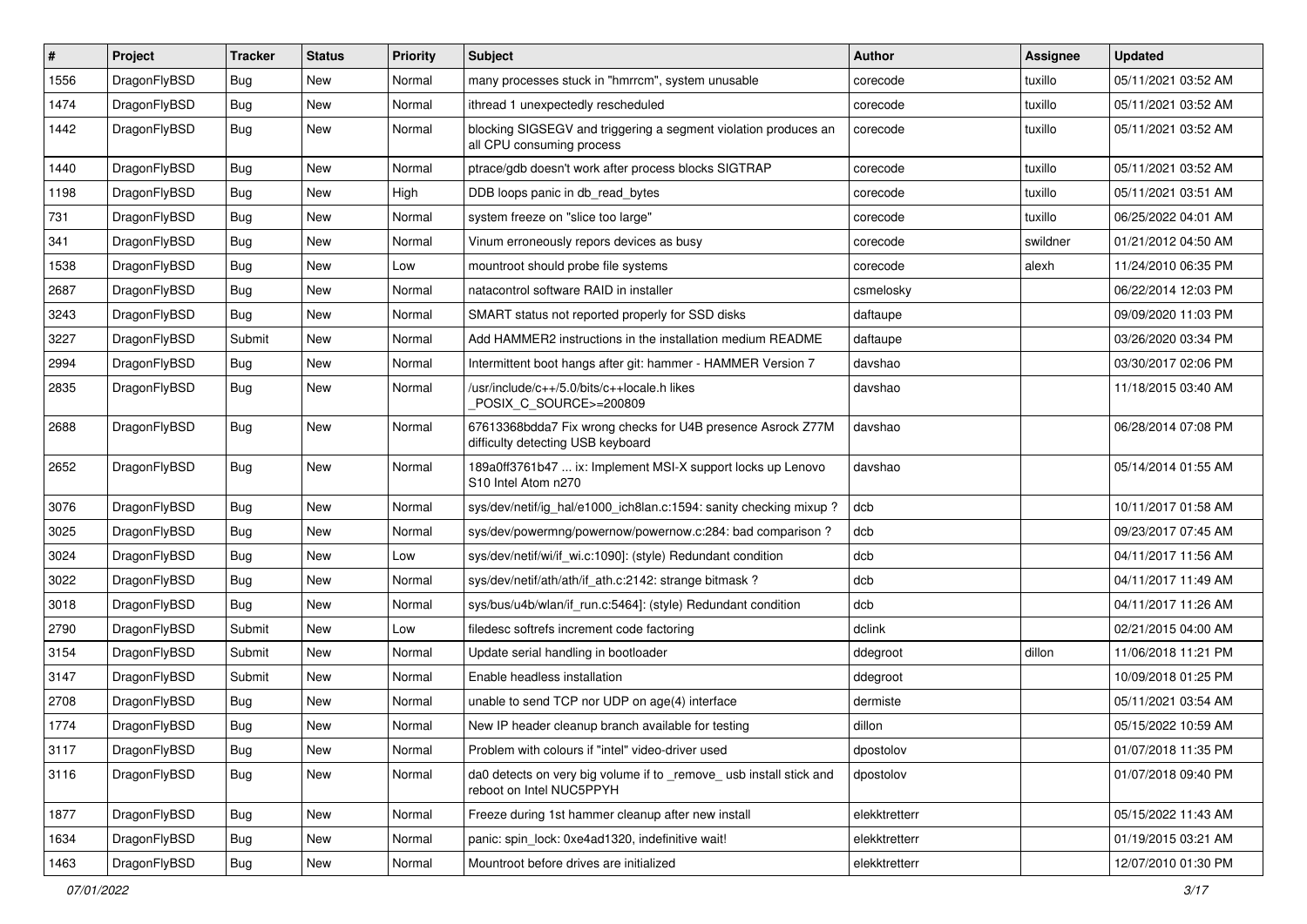| # | Project | Tracker | Status | Priority | Subject | Author | Assignee | Updated |
|---|---|---|---|---|---|---|---|---|
| 1556 | DragonFlyBSD | Bug | New | Normal | many processes stuck in "hmrrcm", system unusable | corecode | tuxillo | 05/11/2021 03:52 AM |
| 1474 | DragonFlyBSD | Bug | New | Normal | ithread 1 unexpectedly rescheduled | corecode | tuxillo | 05/11/2021 03:52 AM |
| 1442 | DragonFlyBSD | Bug | New | Normal | blocking SIGSEGV and triggering a segment violation produces an all CPU consuming process | corecode | tuxillo | 05/11/2021 03:52 AM |
| 1440 | DragonFlyBSD | Bug | New | Normal | ptrace/gdb doesn't work after process blocks SIGTRAP | corecode | tuxillo | 05/11/2021 03:52 AM |
| 1198 | DragonFlyBSD | Bug | New | High | DDB loops panic in db_read_bytes | corecode | tuxillo | 05/11/2021 03:51 AM |
| 731 | DragonFlyBSD | Bug | New | Normal | system freeze on "slice too large" | corecode | tuxillo | 06/25/2022 04:01 AM |
| 341 | DragonFlyBSD | Bug | New | Normal | Vinum erroneously repors devices as busy | corecode | swildner | 01/21/2012 04:50 AM |
| 1538 | DragonFlyBSD | Bug | New | Low | mountroot should probe file systems | corecode | alexh | 11/24/2010 06:35 PM |
| 2687 | DragonFlyBSD | Bug | New | Normal | natacontrol software RAID in installer | csmelosky | | 06/22/2014 12:03 PM |
| 3243 | DragonFlyBSD | Bug | New | Normal | SMART status not reported properly for SSD disks | daftaupe | | 09/09/2020 11:03 PM |
| 3227 | DragonFlyBSD | Submit | New | Normal | Add HAMMER2 instructions in the installation medium README | daftaupe | | 03/26/2020 03:34 PM |
| 2994 | DragonFlyBSD | Bug | New | Normal | Intermittent boot hangs after git: hammer - HAMMER Version 7 | davshao | | 03/30/2017 02:06 PM |
| 2835 | DragonFlyBSD | Bug | New | Normal | /usr/include/c++/5.0/bits/c++locale.h likes _POSIX_C_SOURCE>=200809 | davshao | | 11/18/2015 03:40 AM |
| 2688 | DragonFlyBSD | Bug | New | Normal | 67613368bdda7 Fix wrong checks for U4B presence Asrock Z77M difficulty detecting USB keyboard | davshao | | 06/28/2014 07:08 PM |
| 2652 | DragonFlyBSD | Bug | New | Normal | 189a0ff3761b47 ... ix: Implement MSI-X support locks up Lenovo S10 Intel Atom n270 | davshao | | 05/14/2014 01:55 AM |
| 3076 | DragonFlyBSD | Bug | New | Normal | sys/dev/netif/ig_hal/e1000_ich8lan.c:1594: sanity checking mixup ? | dcb | | 10/11/2017 01:58 AM |
| 3025 | DragonFlyBSD | Bug | New | Normal | sys/dev/powermng/powernow/powernow.c:284: bad comparison ? | dcb | | 09/23/2017 07:45 AM |
| 3024 | DragonFlyBSD | Bug | New | Low | sys/dev/netif/wi/if_wi.c:1090]: (style) Redundant condition | dcb | | 04/11/2017 11:56 AM |
| 3022 | DragonFlyBSD | Bug | New | Normal | sys/dev/netif/ath/ath/if_ath.c:2142: strange bitmask ? | dcb | | 04/11/2017 11:49 AM |
| 3018 | DragonFlyBSD | Bug | New | Normal | sys/bus/u4b/wlan/if_run.c:5464]: (style) Redundant condition | dcb | | 04/11/2017 11:26 AM |
| 2790 | DragonFlyBSD | Submit | New | Low | filedesc softrefs increment code factoring | dclink | | 02/21/2015 04:00 AM |
| 3154 | DragonFlyBSD | Submit | New | Normal | Update serial handling in bootloader | ddegroot | dillon | 11/06/2018 11:21 PM |
| 3147 | DragonFlyBSD | Submit | New | Normal | Enable headless installation | ddegroot | | 10/09/2018 01:25 PM |
| 2708 | DragonFlyBSD | Bug | New | Normal | unable to send TCP nor UDP on age(4) interface | dermiste | | 05/11/2021 03:54 AM |
| 1774 | DragonFlyBSD | Bug | New | Normal | New IP header cleanup branch available for testing | dillon | | 05/15/2022 10:59 AM |
| 3117 | DragonFlyBSD | Bug | New | Normal | Problem with colours if "intel" video-driver used | dpostolov | | 01/07/2018 11:35 PM |
| 3116 | DragonFlyBSD | Bug | New | Normal | da0 detects on very big volume if to _remove_ usb install stick and reboot on Intel NUC5PPYH | dpostolov | | 01/07/2018 09:40 PM |
| 1877 | DragonFlyBSD | Bug | New | Normal | Freeze during 1st hammer cleanup after new install | elekktretterr | | 05/15/2022 11:43 AM |
| 1634 | DragonFlyBSD | Bug | New | Normal | panic: spin_lock: 0xe4ad1320, indefinitive wait! | elekktretterr | | 01/19/2015 03:21 AM |
| 1463 | DragonFlyBSD | Bug | New | Normal | Mountroot before drives are initialized | elekktretterr | | 12/07/2010 01:30 PM |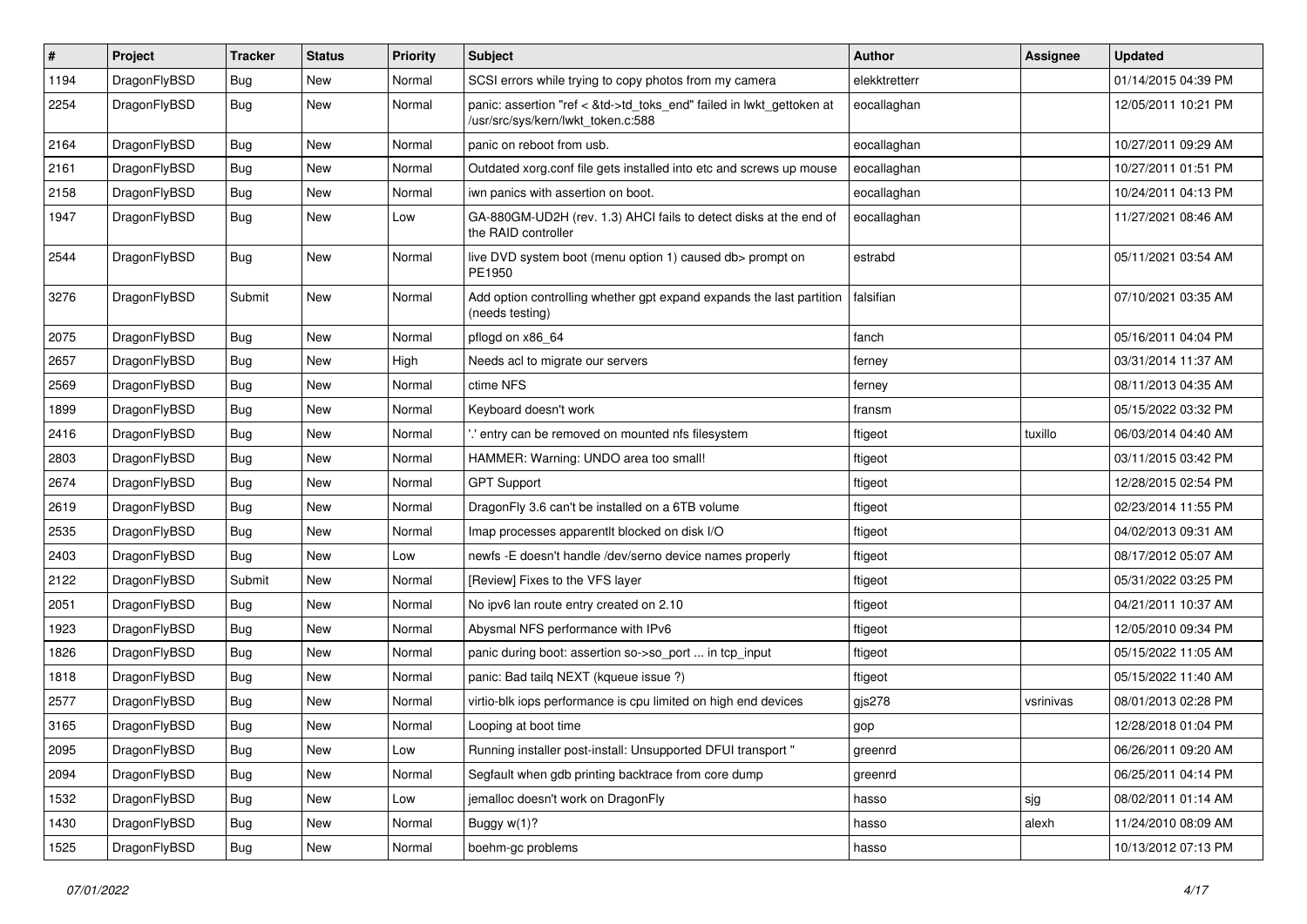| # | Project | Tracker | Status | Priority | Subject | Author | Assignee | Updated |
|---|---|---|---|---|---|---|---|---|
| 1194 | DragonFlyBSD | Bug | New | Normal | SCSI errors while trying to copy photos from my camera | elekktretterr | | 01/14/2015 04:39 PM |
| 2254 | DragonFlyBSD | Bug | New | Normal | panic: assertion "ref < &td->td_toks_end" failed in lwkt_gettoken at /usr/src/sys/kern/lwkt_token.c:588 | eocallaghan | | 12/05/2011 10:21 PM |
| 2164 | DragonFlyBSD | Bug | New | Normal | panic on reboot from usb. | eocallaghan | | 10/27/2011 09:29 AM |
| 2161 | DragonFlyBSD | Bug | New | Normal | Outdated xorg.conf file gets installed into etc and screws up mouse | eocallaghan | | 10/27/2011 01:51 PM |
| 2158 | DragonFlyBSD | Bug | New | Normal | iwn panics with assertion on boot. | eocallaghan | | 10/24/2011 04:13 PM |
| 1947 | DragonFlyBSD | Bug | New | Low | GA-880GM-UD2H (rev. 1.3) AHCI fails to detect disks at the end of the RAID controller | eocallaghan | | 11/27/2021 08:46 AM |
| 2544 | DragonFlyBSD | Bug | New | Normal | live DVD system boot (menu option 1) caused db> prompt on PE1950 | estrabd | | 05/11/2021 03:54 AM |
| 3276 | DragonFlyBSD | Submit | New | Normal | Add option controlling whether gpt expand expands the last partition (needs testing) | falsifian | | 07/10/2021 03:35 AM |
| 2075 | DragonFlyBSD | Bug | New | Normal | pflogd on x86_64 | fanch | | 05/16/2011 04:04 PM |
| 2657 | DragonFlyBSD | Bug | New | High | Needs acl to migrate our servers | ferney | | 03/31/2014 11:37 AM |
| 2569 | DragonFlyBSD | Bug | New | Normal | ctime NFS | ferney | | 08/11/2013 04:35 AM |
| 1899 | DragonFlyBSD | Bug | New | Normal | Keyboard doesn't work | fransm | | 05/15/2022 03:32 PM |
| 2416 | DragonFlyBSD | Bug | New | Normal | '.' entry can be removed on mounted nfs filesystem | ftigeot | tuxillo | 06/03/2014 04:40 AM |
| 2803 | DragonFlyBSD | Bug | New | Normal | HAMMER: Warning: UNDO area too small! | ftigeot | | 03/11/2015 03:42 PM |
| 2674 | DragonFlyBSD | Bug | New | Normal | GPT Support | ftigeot | | 12/28/2015 02:54 PM |
| 2619 | DragonFlyBSD | Bug | New | Normal | DragonFly 3.6 can't be installed on a 6TB volume | ftigeot | | 02/23/2014 11:55 PM |
| 2535 | DragonFlyBSD | Bug | New | Normal | Imap processes apparentlt blocked on disk I/O | ftigeot | | 04/02/2013 09:31 AM |
| 2403 | DragonFlyBSD | Bug | New | Low | newfs -E doesn't handle /dev/serno device names properly | ftigeot | | 08/17/2012 05:07 AM |
| 2122 | DragonFlyBSD | Submit | New | Normal | [Review] Fixes to the VFS layer | ftigeot | | 05/31/2022 03:25 PM |
| 2051 | DragonFlyBSD | Bug | New | Normal | No ipv6 lan route entry created on 2.10 | ftigeot | | 04/21/2011 10:37 AM |
| 1923 | DragonFlyBSD | Bug | New | Normal | Abysmal NFS performance with IPv6 | ftigeot | | 12/05/2010 09:34 PM |
| 1826 | DragonFlyBSD | Bug | New | Normal | panic during boot: assertion so->so_port ... in tcp_input | ftigeot | | 05/15/2022 11:05 AM |
| 1818 | DragonFlyBSD | Bug | New | Normal | panic: Bad tailq NEXT (kqueue issue ?) | ftigeot | | 05/15/2022 11:40 AM |
| 2577 | DragonFlyBSD | Bug | New | Normal | virtio-blk iops performance is cpu limited on high end devices | gjs278 | vsrinivas | 08/01/2013 02:28 PM |
| 3165 | DragonFlyBSD | Bug | New | Normal | Looping at boot time | gop | | 12/28/2018 01:04 PM |
| 2095 | DragonFlyBSD | Bug | New | Low | Running installer post-install: Unsupported DFUI transport " | greenrd | | 06/26/2011 09:20 AM |
| 2094 | DragonFlyBSD | Bug | New | Normal | Segfault when gdb printing backtrace from core dump | greenrd | | 06/25/2011 04:14 PM |
| 1532 | DragonFlyBSD | Bug | New | Low | jemalloc doesn't work on DragonFly | hasso | sjg | 08/02/2011 01:14 AM |
| 1430 | DragonFlyBSD | Bug | New | Normal | Buggy w(1)? | hasso | alexh | 11/24/2010 08:09 AM |
| 1525 | DragonFlyBSD | Bug | New | Normal | boehm-gc problems | hasso | | 10/13/2012 07:13 PM |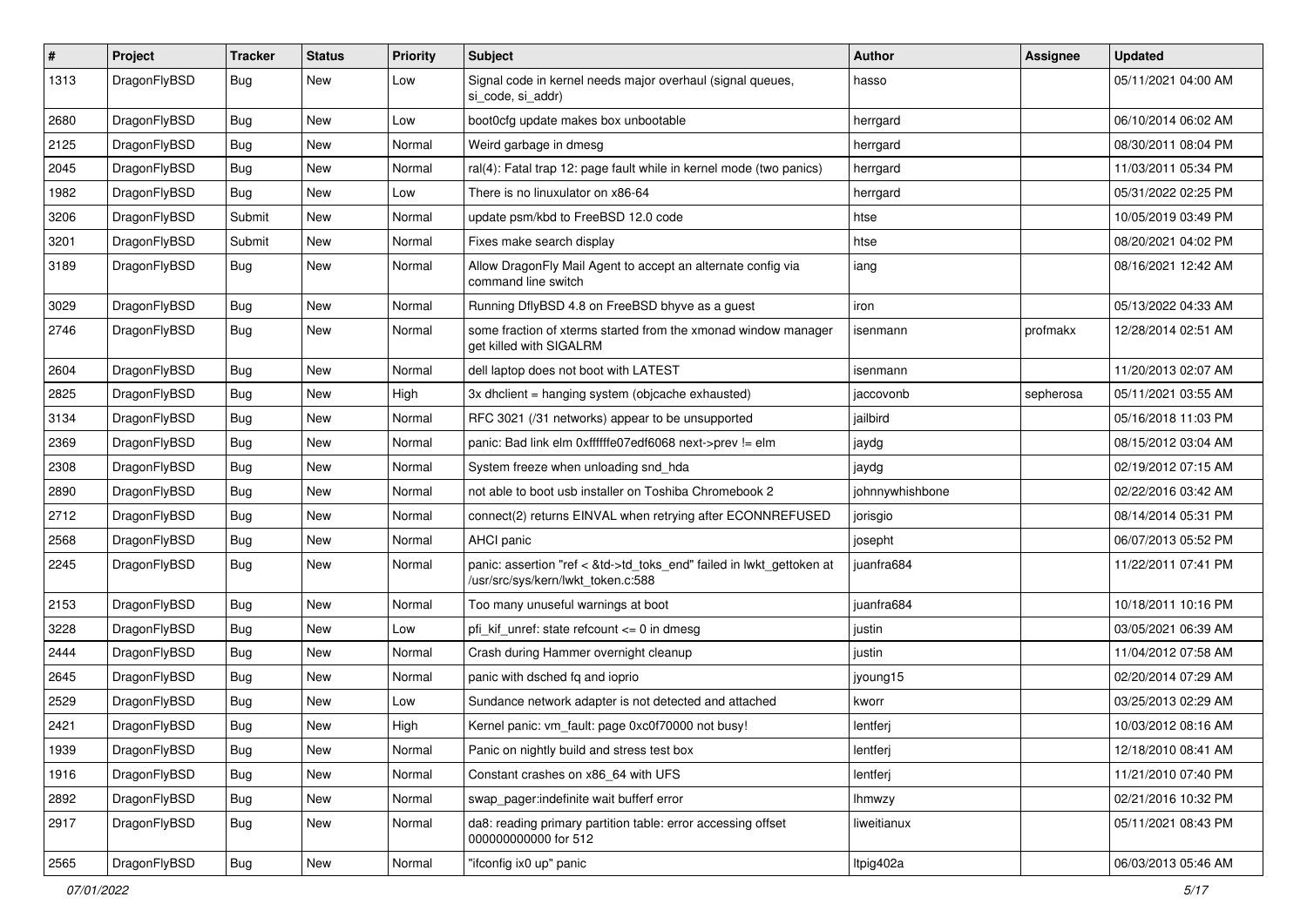| # | Project | Tracker | Status | Priority | Subject | Author | Assignee | Updated |
|---|---|---|---|---|---|---|---|---|
| 1313 | DragonFlyBSD | Bug | New | Low | Signal code in kernel needs major overhaul (signal queues, si_code, si_addr) | hasso | | 05/11/2021 04:00 AM |
| 2680 | DragonFlyBSD | Bug | New | Low | boot0cfg update makes box unbootable | herrgard | | 06/10/2014 06:02 AM |
| 2125 | DragonFlyBSD | Bug | New | Normal | Weird garbage in dmesg | herrgard | | 08/30/2011 08:04 PM |
| 2045 | DragonFlyBSD | Bug | New | Normal | ral(4): Fatal trap 12: page fault while in kernel mode (two panics) | herrgard | | 11/03/2011 05:34 PM |
| 1982 | DragonFlyBSD | Bug | New | Low | There is no linuxulator on x86-64 | herrgard | | 05/31/2022 02:25 PM |
| 3206 | DragonFlyBSD | Submit | New | Normal | update psm/kbd to FreeBSD 12.0 code | htse | | 10/05/2019 03:49 PM |
| 3201 | DragonFlyBSD | Submit | New | Normal | Fixes make search display | htse | | 08/20/2021 04:02 PM |
| 3189 | DragonFlyBSD | Bug | New | Normal | Allow DragonFly Mail Agent to accept an alternate config via command line switch | iang | | 08/16/2021 12:42 AM |
| 3029 | DragonFlyBSD | Bug | New | Normal | Running DflyBSD 4.8 on FreeBSD bhyve as a guest | iron | | 05/13/2022 04:33 AM |
| 2746 | DragonFlyBSD | Bug | New | Normal | some fraction of xterms started from the xmonad window manager get killed with SIGALRM | isenmann | profmakx | 12/28/2014 02:51 AM |
| 2604 | DragonFlyBSD | Bug | New | Normal | dell laptop does not boot with LATEST | isenmann | | 11/20/2013 02:07 AM |
| 2825 | DragonFlyBSD | Bug | New | High | 3x dhclient = hanging system (objcache exhausted) | jaccovonb | sepherosa | 05/11/2021 03:55 AM |
| 3134 | DragonFlyBSD | Bug | New | Normal | RFC 3021 (/31 networks) appear to be unsupported | jailbird | | 05/16/2018 11:03 PM |
| 2369 | DragonFlyBSD | Bug | New | Normal | panic: Bad link elm 0xffffffe07edf6068 next->prev != elm | jaydg | | 08/15/2012 03:04 AM |
| 2308 | DragonFlyBSD | Bug | New | Normal | System freeze when unloading snd_hda | jaydg | | 02/19/2012 07:15 AM |
| 2890 | DragonFlyBSD | Bug | New | Normal | not able to boot usb installer on Toshiba Chromebook 2 | johnnywhishbone | | 02/22/2016 03:42 AM |
| 2712 | DragonFlyBSD | Bug | New | Normal | connect(2) returns EINVAL when retrying after ECONNREFUSED | jorisgio | | 08/14/2014 05:31 PM |
| 2568 | DragonFlyBSD | Bug | New | Normal | AHCI panic | josepht | | 06/07/2013 05:52 PM |
| 2245 | DragonFlyBSD | Bug | New | Normal | panic: assertion "ref < &td->td_toks_end" failed in lwkt_gettoken at /usr/src/sys/kern/lwkt_token.c:588 | juanfra684 | | 11/22/2011 07:41 PM |
| 2153 | DragonFlyBSD | Bug | New | Normal | Too many unuseful warnings at boot | juanfra684 | | 10/18/2011 10:16 PM |
| 3228 | DragonFlyBSD | Bug | New | Low | pfi_kif_unref: state refcount <= 0 in dmesg | justin | | 03/05/2021 06:39 AM |
| 2444 | DragonFlyBSD | Bug | New | Normal | Crash during Hammer overnight cleanup | justin | | 11/04/2012 07:58 AM |
| 2645 | DragonFlyBSD | Bug | New | Normal | panic with dsched fq and ioprio | jyoung15 | | 02/20/2014 07:29 AM |
| 2529 | DragonFlyBSD | Bug | New | Low | Sundance network adapter is not detected and attached | kworr | | 03/25/2013 02:29 AM |
| 2421 | DragonFlyBSD | Bug | New | High | Kernel panic: vm_fault: page 0xc0f70000 not busy! | lentferj | | 10/03/2012 08:16 AM |
| 1939 | DragonFlyBSD | Bug | New | Normal | Panic on nightly build and stress test box | lentferj | | 12/18/2010 08:41 AM |
| 1916 | DragonFlyBSD | Bug | New | Normal | Constant crashes on x86_64 with UFS | lentferj | | 11/21/2010 07:40 PM |
| 2892 | DragonFlyBSD | Bug | New | Normal | swap_pager:indefinite wait bufferf error | lhmwzy | | 02/21/2016 10:32 PM |
| 2917 | DragonFlyBSD | Bug | New | Normal | da8: reading primary partition table: error accessing offset 000000000000 for 512 | liweitianux | | 05/11/2021 08:43 PM |
| 2565 | DragonFlyBSD | Bug | New | Normal | "ifconfig ix0 up" panic | ltpig402a | | 06/03/2013 05:46 AM |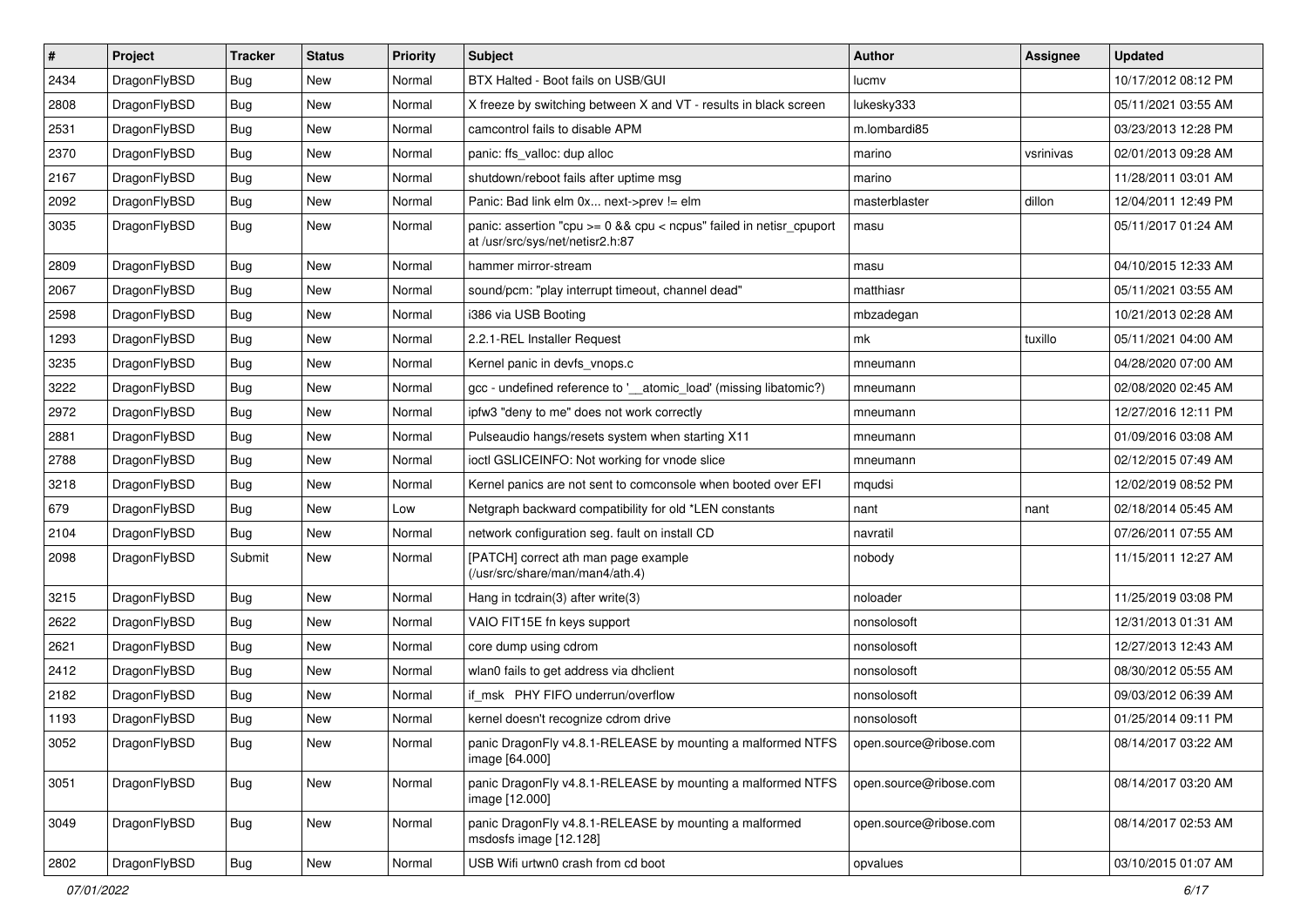| # | Project | Tracker | Status | Priority | Subject | Author | Assignee | Updated |
|---|---|---|---|---|---|---|---|---|
| 2434 | DragonFlyBSD | Bug | New | Normal | BTX Halted - Boot fails on USB/GUI | lucmv | | 10/17/2012 08:12 PM |
| 2808 | DragonFlyBSD | Bug | New | Normal | X freeze by switching between X and VT - results in black screen | lukesky333 | | 05/11/2021 03:55 AM |
| 2531 | DragonFlyBSD | Bug | New | Normal | camcontrol fails to disable APM | m.lombardi85 | | 03/23/2013 12:28 PM |
| 2370 | DragonFlyBSD | Bug | New | Normal | panic: ffs_valloc: dup alloc | marino | vsrinivas | 02/01/2013 09:28 AM |
| 2167 | DragonFlyBSD | Bug | New | Normal | shutdown/reboot fails after uptime msg | marino | | 11/28/2011 03:01 AM |
| 2092 | DragonFlyBSD | Bug | New | Normal | Panic: Bad link elm 0x... next->prev != elm | masterblaster | dillon | 12/04/2011 12:49 PM |
| 3035 | DragonFlyBSD | Bug | New | Normal | panic: assertion "cpu >= 0 && cpu < ncpus" failed in netisr_cpuport at /usr/src/sys/net/netisr2.h:87 | masu | | 05/11/2017 01:24 AM |
| 2809 | DragonFlyBSD | Bug | New | Normal | hammer mirror-stream | masu | | 04/10/2015 12:33 AM |
| 2067 | DragonFlyBSD | Bug | New | Normal | sound/pcm: "play interrupt timeout, channel dead" | matthiasr | | 05/11/2021 03:55 AM |
| 2598 | DragonFlyBSD | Bug | New | Normal | i386 via USB Booting | mbzadegan | | 10/21/2013 02:28 AM |
| 1293 | DragonFlyBSD | Bug | New | Normal | 2.2.1-REL Installer Request | mk | tuxillo | 05/11/2021 04:00 AM |
| 3235 | DragonFlyBSD | Bug | New | Normal | Kernel panic in devfs_vnops.c | mneumann | | 04/28/2020 07:00 AM |
| 3222 | DragonFlyBSD | Bug | New | Normal | gcc - undefined reference to '__atomic_load' (missing libatomic?) | mneumann | | 02/08/2020 02:45 AM |
| 2972 | DragonFlyBSD | Bug | New | Normal | ipfw3 "deny to me" does not work correctly | mneumann | | 12/27/2016 12:11 PM |
| 2881 | DragonFlyBSD | Bug | New | Normal | Pulseaudio hangs/resets system when starting X11 | mneumann | | 01/09/2016 03:08 AM |
| 2788 | DragonFlyBSD | Bug | New | Normal | ioctl GSLICEINFO: Not working for vnode slice | mneumann | | 02/12/2015 07:49 AM |
| 3218 | DragonFlyBSD | Bug | New | Normal | Kernel panics are not sent to comconsole when booted over EFI | mqudsi | | 12/02/2019 08:52 PM |
| 679 | DragonFlyBSD | Bug | New | Low | Netgraph backward compatibility for old *LEN constants | nant | nant | 02/18/2014 05:45 AM |
| 2104 | DragonFlyBSD | Bug | New | Normal | network configuration seg. fault on install CD | navratil | | 07/26/2011 07:55 AM |
| 2098 | DragonFlyBSD | Submit | New | Normal | [PATCH] correct ath man page example (/usr/src/share/man/man4/ath.4) | nobody | | 11/15/2011 12:27 AM |
| 3215 | DragonFlyBSD | Bug | New | Normal | Hang in tcdrain(3) after write(3) | noloader | | 11/25/2019 03:08 PM |
| 2622 | DragonFlyBSD | Bug | New | Normal | VAIO FIT15E fn keys support | nonsolosoft | | 12/31/2013 01:31 AM |
| 2621 | DragonFlyBSD | Bug | New | Normal | core dump using cdrom | nonsolosoft | | 12/27/2013 12:43 AM |
| 2412 | DragonFlyBSD | Bug | New | Normal | wlan0 fails to get address via dhclient | nonsolosoft | | 08/30/2012 05:55 AM |
| 2182 | DragonFlyBSD | Bug | New | Normal | if_msk PHY FIFO underrun/overflow | nonsolosoft | | 09/03/2012 06:39 AM |
| 1193 | DragonFlyBSD | Bug | New | Normal | kernel doesn't recognize cdrom drive | nonsolosoft | | 01/25/2014 09:11 PM |
| 3052 | DragonFlyBSD | Bug | New | Normal | panic DragonFly v4.8.1-RELEASE by mounting a malformed NTFS image [64.000] | open.source@ribose.com | | 08/14/2017 03:22 AM |
| 3051 | DragonFlyBSD | Bug | New | Normal | panic DragonFly v4.8.1-RELEASE by mounting a malformed NTFS image [12.000] | open.source@ribose.com | | 08/14/2017 03:20 AM |
| 3049 | DragonFlyBSD | Bug | New | Normal | panic DragonFly v4.8.1-RELEASE by mounting a malformed msdosfs image [12.128] | open.source@ribose.com | | 08/14/2017 02:53 AM |
| 2802 | DragonFlyBSD | Bug | New | Normal | USB Wifi urtwn0 crash from cd boot | opvalues | | 03/10/2015 01:07 AM |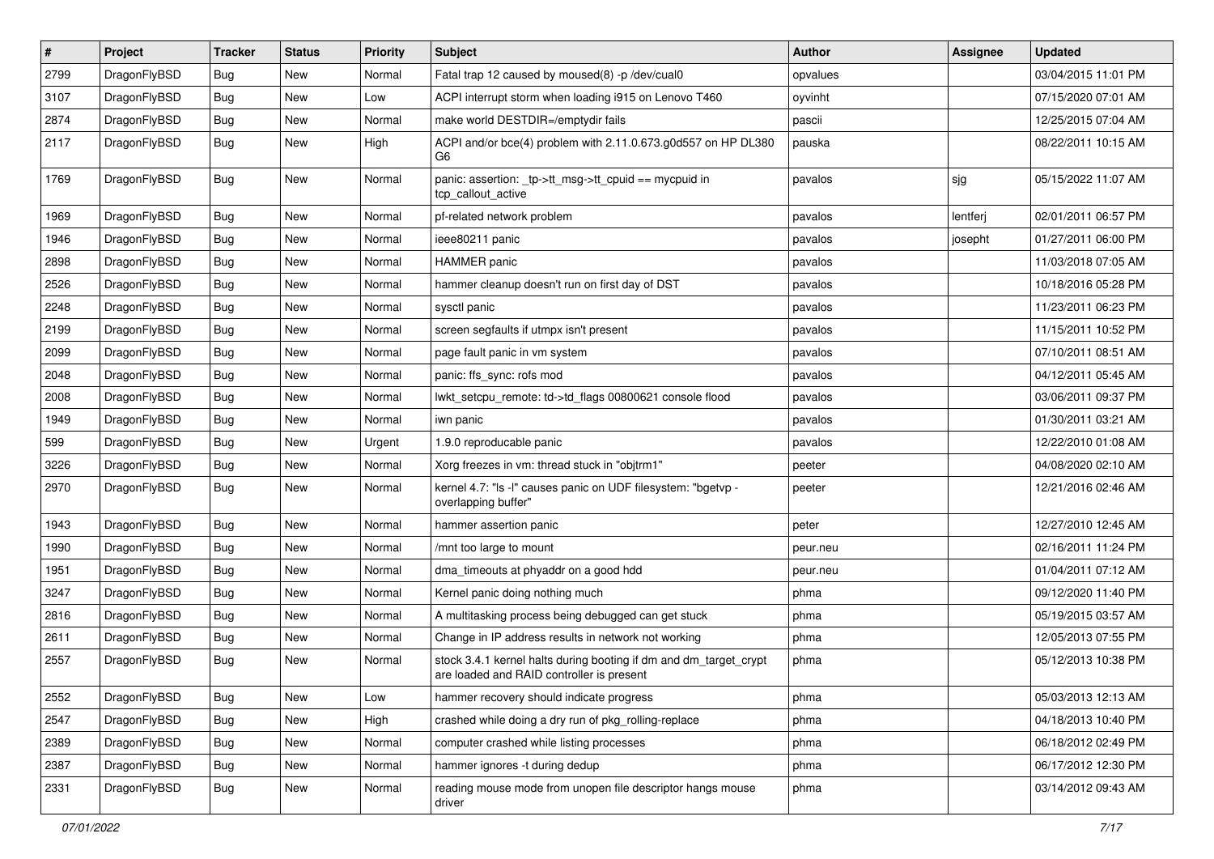| # | Project | Tracker | Status | Priority | Subject | Author | Assignee | Updated |
|---|---|---|---|---|---|---|---|---|
| 2799 | DragonFlyBSD | Bug | New | Normal | Fatal trap 12 caused by moused(8) -p /dev/cual0 | opvalues | | 03/04/2015 11:01 PM |
| 3107 | DragonFlyBSD | Bug | New | Low | ACPI interrupt storm when loading i915 on Lenovo T460 | oyvinht | | 07/15/2020 07:01 AM |
| 2874 | DragonFlyBSD | Bug | New | Normal | make world DESTDIR=/emptydir fails | pascii | | 12/25/2015 07:04 AM |
| 2117 | DragonFlyBSD | Bug | New | High | ACPI and/or bce(4) problem with 2.11.0.673.g0d557 on HP DL380 G6 | pauska | | 08/22/2011 10:15 AM |
| 1769 | DragonFlyBSD | Bug | New | Normal | panic: assertion: _tp->tt_msg->tt_cpuid == mycpuid in tcp_callout_active | pavalos | sjg | 05/15/2022 11:07 AM |
| 1969 | DragonFlyBSD | Bug | New | Normal | pf-related network problem | pavalos | lentferj | 02/01/2011 06:57 PM |
| 1946 | DragonFlyBSD | Bug | New | Normal | ieee80211 panic | pavalos | josepht | 01/27/2011 06:00 PM |
| 2898 | DragonFlyBSD | Bug | New | Normal | HAMMER panic | pavalos | | 11/03/2018 07:05 AM |
| 2526 | DragonFlyBSD | Bug | New | Normal | hammer cleanup doesn't run on first day of DST | pavalos | | 10/18/2016 05:28 PM |
| 2248 | DragonFlyBSD | Bug | New | Normal | sysctl panic | pavalos | | 11/23/2011 06:23 PM |
| 2199 | DragonFlyBSD | Bug | New | Normal | screen segfaults if utmpx isn't present | pavalos | | 11/15/2011 10:52 PM |
| 2099 | DragonFlyBSD | Bug | New | Normal | page fault panic in vm system | pavalos | | 07/10/2011 08:51 AM |
| 2048 | DragonFlyBSD | Bug | New | Normal | panic: ffs_sync: rofs mod | pavalos | | 04/12/2011 05:45 AM |
| 2008 | DragonFlyBSD | Bug | New | Normal | lwkt_setcpu_remote: td->td_flags 00800621 console flood | pavalos | | 03/06/2011 09:37 PM |
| 1949 | DragonFlyBSD | Bug | New | Normal | iwn panic | pavalos | | 01/30/2011 03:21 AM |
| 599 | DragonFlyBSD | Bug | New | Urgent | 1.9.0 reproducable panic | pavalos | | 12/22/2010 01:08 AM |
| 3226 | DragonFlyBSD | Bug | New | Normal | Xorg freezes in vm: thread stuck in "objtrm1" | peeter | | 04/08/2020 02:10 AM |
| 2970 | DragonFlyBSD | Bug | New | Normal | kernel 4.7: "ls -l" causes panic on UDF filesystem: "bgetvp - overlapping buffer" | peeter | | 12/21/2016 02:46 AM |
| 1943 | DragonFlyBSD | Bug | New | Normal | hammer assertion panic | peter | | 12/27/2010 12:45 AM |
| 1990 | DragonFlyBSD | Bug | New | Normal | /mnt too large to mount | peur.neu | | 02/16/2011 11:24 PM |
| 1951 | DragonFlyBSD | Bug | New | Normal | dma_timeouts at phyaddr on a good hdd | peur.neu | | 01/04/2011 07:12 AM |
| 3247 | DragonFlyBSD | Bug | New | Normal | Kernel panic doing nothing much | phma | | 09/12/2020 11:40 PM |
| 2816 | DragonFlyBSD | Bug | New | Normal | A multitasking process being debugged can get stuck | phma | | 05/19/2015 03:57 AM |
| 2611 | DragonFlyBSD | Bug | New | Normal | Change in IP address results in network not working | phma | | 12/05/2013 07:55 PM |
| 2557 | DragonFlyBSD | Bug | New | Normal | stock 3.4.1 kernel halts during booting if dm and dm_target_crypt are loaded and RAID controller is present | phma | | 05/12/2013 10:38 PM |
| 2552 | DragonFlyBSD | Bug | New | Low | hammer recovery should indicate progress | phma | | 05/03/2013 12:13 AM |
| 2547 | DragonFlyBSD | Bug | New | High | crashed while doing a dry run of pkg_rolling-replace | phma | | 04/18/2013 10:40 PM |
| 2389 | DragonFlyBSD | Bug | New | Normal | computer crashed while listing processes | phma | | 06/18/2012 02:49 PM |
| 2387 | DragonFlyBSD | Bug | New | Normal | hammer ignores -t during dedup | phma | | 06/17/2012 12:30 PM |
| 2331 | DragonFlyBSD | Bug | New | Normal | reading mouse mode from unopen file descriptor hangs mouse driver | phma | | 03/14/2012 09:43 AM |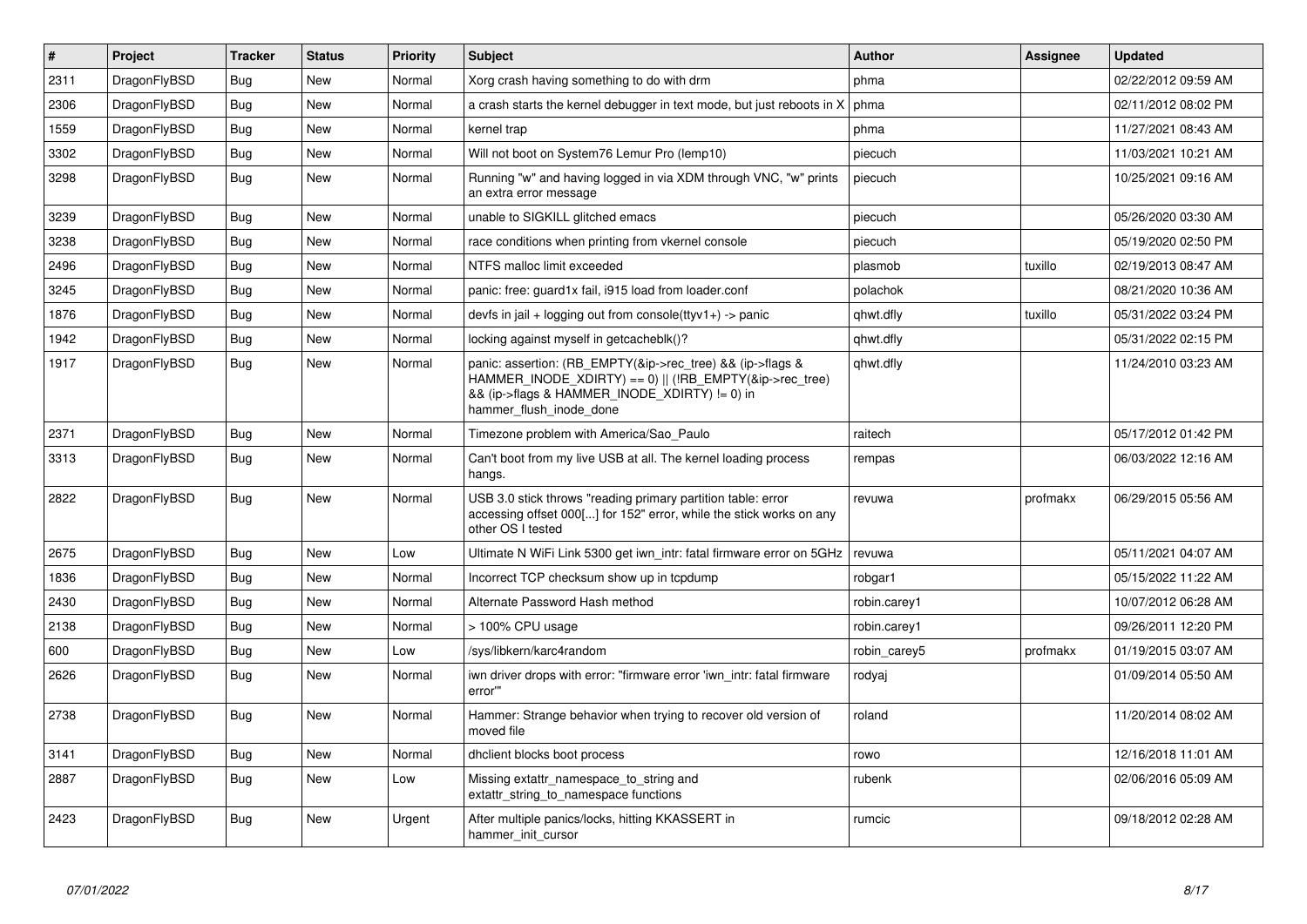| # | Project | Tracker | Status | Priority | Subject | Author | Assignee | Updated |
|---|---|---|---|---|---|---|---|---|
| 2311 | DragonFlyBSD | Bug | New | Normal | Xorg crash having something to do with drm | phma | | 02/22/2012 09:59 AM |
| 2306 | DragonFlyBSD | Bug | New | Normal | a crash starts the kernel debugger in text mode, but just reboots in X | phma | | 02/11/2012 08:02 PM |
| 1559 | DragonFlyBSD | Bug | New | Normal | kernel trap | phma | | 11/27/2021 08:43 AM |
| 3302 | DragonFlyBSD | Bug | New | Normal | Will not boot on System76 Lemur Pro (lemp10) | piecuch | | 11/03/2021 10:21 AM |
| 3298 | DragonFlyBSD | Bug | New | Normal | Running "w" and having logged in via XDM through VNC, "w" prints an extra error message | piecuch | | 10/25/2021 09:16 AM |
| 3239 | DragonFlyBSD | Bug | New | Normal | unable to SIGKILL glitched emacs | piecuch | | 05/26/2020 03:30 AM |
| 3238 | DragonFlyBSD | Bug | New | Normal | race conditions when printing from vkernel console | piecuch | | 05/19/2020 02:50 PM |
| 2496 | DragonFlyBSD | Bug | New | Normal | NTFS malloc limit exceeded | plasmob | tuxillo | 02/19/2013 08:47 AM |
| 3245 | DragonFlyBSD | Bug | New | Normal | panic: free: guard1x fail, i915 load from loader.conf | polachok | | 08/21/2020 10:36 AM |
| 1876 | DragonFlyBSD | Bug | New | Normal | devfs in jail + logging out from console(ttyv1+) -> panic | qhwt.dfly | tuxillo | 05/31/2022 03:24 PM |
| 1942 | DragonFlyBSD | Bug | New | Normal | locking against myself in getcacheblk()? | qhwt.dfly | | 05/31/2022 02:15 PM |
| 1917 | DragonFlyBSD | Bug | New | Normal | panic: assertion: (RB_EMPTY(&ip->rec_tree) && (ip->flags & HAMMER_INODE_XDIRTY) == 0) \|\| (!RB_EMPTY(&ip->rec_tree) && (ip->flags & HAMMER_INODE_XDIRTY) != 0) in hammer_flush_inode_done | qhwt.dfly | | 11/24/2010 03:23 AM |
| 2371 | DragonFlyBSD | Bug | New | Normal | Timezone problem with America/Sao_Paulo | raitech | | 05/17/2012 01:42 PM |
| 3313 | DragonFlyBSD | Bug | New | Normal | Can't boot from my live USB at all. The kernel loading process hangs. | rempas | | 06/03/2022 12:16 AM |
| 2822 | DragonFlyBSD | Bug | New | Normal | USB 3.0 stick throws "reading primary partition table: error accessing offset 000[...] for 152" error, while the stick works on any other OS I tested | revuwa | profmakx | 06/29/2015 05:56 AM |
| 2675 | DragonFlyBSD | Bug | New | Low | Ultimate N WiFi Link 5300 get iwn_intr: fatal firmware error on 5GHz | revuwa | | 05/11/2021 04:07 AM |
| 1836 | DragonFlyBSD | Bug | New | Normal | Incorrect TCP checksum show up in tcpdump | robgar1 | | 05/15/2022 11:22 AM |
| 2430 | DragonFlyBSD | Bug | New | Normal | Alternate Password Hash method | robin.carey1 | | 10/07/2012 06:28 AM |
| 2138 | DragonFlyBSD | Bug | New | Normal | > 100% CPU usage | robin.carey1 | | 09/26/2011 12:20 PM |
| 600 | DragonFlyBSD | Bug | New | Low | /sys/libkern/karc4random | robin_carey5 | profmakx | 01/19/2015 03:07 AM |
| 2626 | DragonFlyBSD | Bug | New | Normal | iwn driver drops with error: "firmware error 'iwn_intr: fatal firmware error'" | rodyaj | | 01/09/2014 05:50 AM |
| 2738 | DragonFlyBSD | Bug | New | Normal | Hammer: Strange behavior when trying to recover old version of moved file | roland | | 11/20/2014 08:02 AM |
| 3141 | DragonFlyBSD | Bug | New | Normal | dhclient blocks boot process | rowo | | 12/16/2018 11:01 AM |
| 2887 | DragonFlyBSD | Bug | New | Low | Missing extattr_namespace_to_string and extattr_string_to_namespace functions | rubenk | | 02/06/2016 05:09 AM |
| 2423 | DragonFlyBSD | Bug | New | Urgent | After multiple panics/locks, hitting KKASSERT in hammer_init_cursor | rumcic | | 09/18/2012 02:28 AM |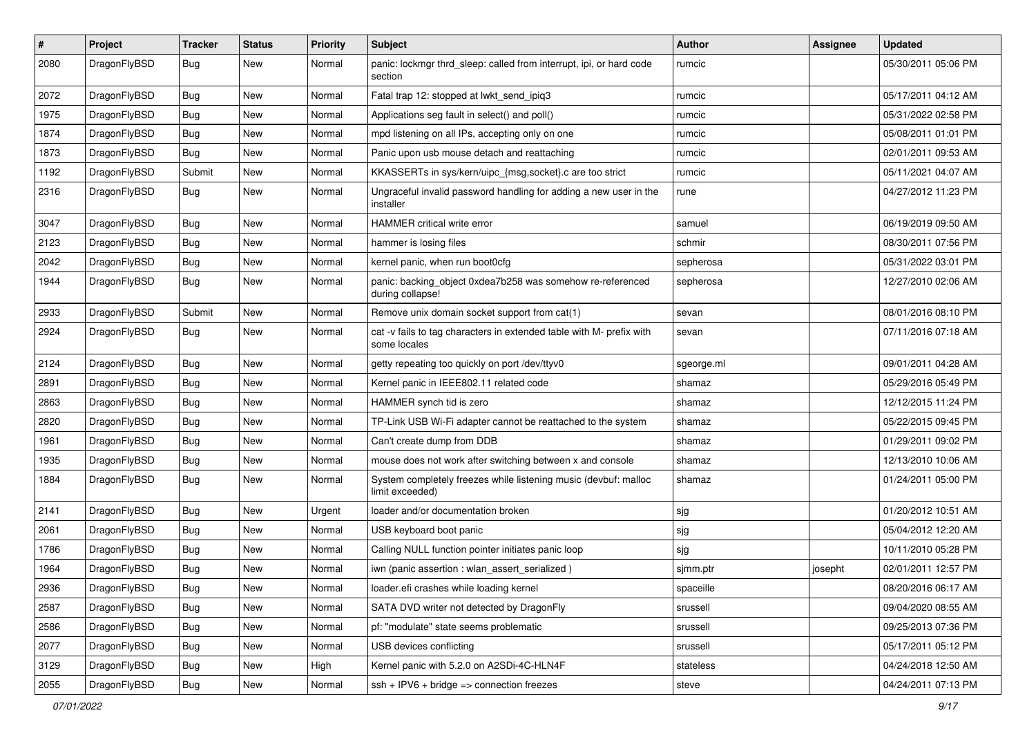| # | Project | Tracker | Status | Priority | Subject | Author | Assignee | Updated |
|---|---|---|---|---|---|---|---|---|
| 2080 | DragonFlyBSD | Bug | New | Normal | panic: lockmgr thrd_sleep: called from interrupt, ipi, or hard code section | rumcic | | 05/30/2011 05:06 PM |
| 2072 | DragonFlyBSD | Bug | New | Normal | Fatal trap 12: stopped at lwkt_send_ipiq3 | rumcic | | 05/17/2011 04:12 AM |
| 1975 | DragonFlyBSD | Bug | New | Normal | Applications seg fault in select() and poll() | rumcic | | 05/31/2022 02:58 PM |
| 1874 | DragonFlyBSD | Bug | New | Normal | mpd listening on all IPs, accepting only on one | rumcic | | 05/08/2011 01:01 PM |
| 1873 | DragonFlyBSD | Bug | New | Normal | Panic upon usb mouse detach and reattaching | rumcic | | 02/01/2011 09:53 AM |
| 1192 | DragonFlyBSD | Submit | New | Normal | KKASSERTs in sys/kern/uipc_{msg,socket}.c are too strict | rumcic | | 05/11/2021 04:07 AM |
| 2316 | DragonFlyBSD | Bug | New | Normal | Ungraceful invalid password handling for adding a new user in the installer | rune | | 04/27/2012 11:23 PM |
| 3047 | DragonFlyBSD | Bug | New | Normal | HAMMER critical write error | samuel | | 06/19/2019 09:50 AM |
| 2123 | DragonFlyBSD | Bug | New | Normal | hammer is losing files | schmir | | 08/30/2011 07:56 PM |
| 2042 | DragonFlyBSD | Bug | New | Normal | kernel panic, when run boot0cfg | sepherosa | | 05/31/2022 03:01 PM |
| 1944 | DragonFlyBSD | Bug | New | Normal | panic: backing_object 0xdea7b258 was somehow re-referenced during collapse! | sepherosa | | 12/27/2010 02:06 AM |
| 2933 | DragonFlyBSD | Submit | New | Normal | Remove unix domain socket support from cat(1) | sevan | | 08/01/2016 08:10 PM |
| 2924 | DragonFlyBSD | Bug | New | Normal | cat -v fails to tag characters in extended table with M- prefix with some locales | sevan | | 07/11/2016 07:18 AM |
| 2124 | DragonFlyBSD | Bug | New | Normal | getty repeating too quickly on port /dev/ttyv0 | sgeorge.ml | | 09/01/2011 04:28 AM |
| 2891 | DragonFlyBSD | Bug | New | Normal | Kernel panic in IEEE802.11 related code | shamaz | | 05/29/2016 05:49 PM |
| 2863 | DragonFlyBSD | Bug | New | Normal | HAMMER synch tid is zero | shamaz | | 12/12/2015 11:24 PM |
| 2820 | DragonFlyBSD | Bug | New | Normal | TP-Link USB Wi-Fi adapter cannot be reattached to the system | shamaz | | 05/22/2015 09:45 PM |
| 1961 | DragonFlyBSD | Bug | New | Normal | Can't create dump from DDB | shamaz | | 01/29/2011 09:02 PM |
| 1935 | DragonFlyBSD | Bug | New | Normal | mouse does not work after switching between x and console | shamaz | | 12/13/2010 10:06 AM |
| 1884 | DragonFlyBSD | Bug | New | Normal | System completely freezes while listening music (devbuf: malloc limit exceeded) | shamaz | | 01/24/2011 05:00 PM |
| 2141 | DragonFlyBSD | Bug | New | Urgent | loader and/or documentation broken | sjg | | 01/20/2012 10:51 AM |
| 2061 | DragonFlyBSD | Bug | New | Normal | USB keyboard boot panic | sjg | | 05/04/2012 12:20 AM |
| 1786 | DragonFlyBSD | Bug | New | Normal | Calling NULL function pointer initiates panic loop | sjg | | 10/11/2010 05:28 PM |
| 1964 | DragonFlyBSD | Bug | New | Normal | iwn (panic assertion : wlan_assert_serialized ) | sjmm.ptr | josepht | 02/01/2011 12:57 PM |
| 2936 | DragonFlyBSD | Bug | New | Normal | loader.efi crashes while loading kernel | spaceille | | 08/20/2016 06:17 AM |
| 2587 | DragonFlyBSD | Bug | New | Normal | SATA DVD writer not detected by DragonFly | srussell | | 09/04/2020 08:55 AM |
| 2586 | DragonFlyBSD | Bug | New | Normal | pf: "modulate" state seems problematic | srussell | | 09/25/2013 07:36 PM |
| 2077 | DragonFlyBSD | Bug | New | Normal | USB devices conflicting | srussell | | 05/17/2011 05:12 PM |
| 3129 | DragonFlyBSD | Bug | New | High | Kernel panic with 5.2.0 on A2SDi-4C-HLN4F | stateless | | 04/24/2018 12:50 AM |
| 2055 | DragonFlyBSD | Bug | New | Normal | ssh + IPV6 + bridge => connection freezes | steve | | 04/24/2011 07:13 PM |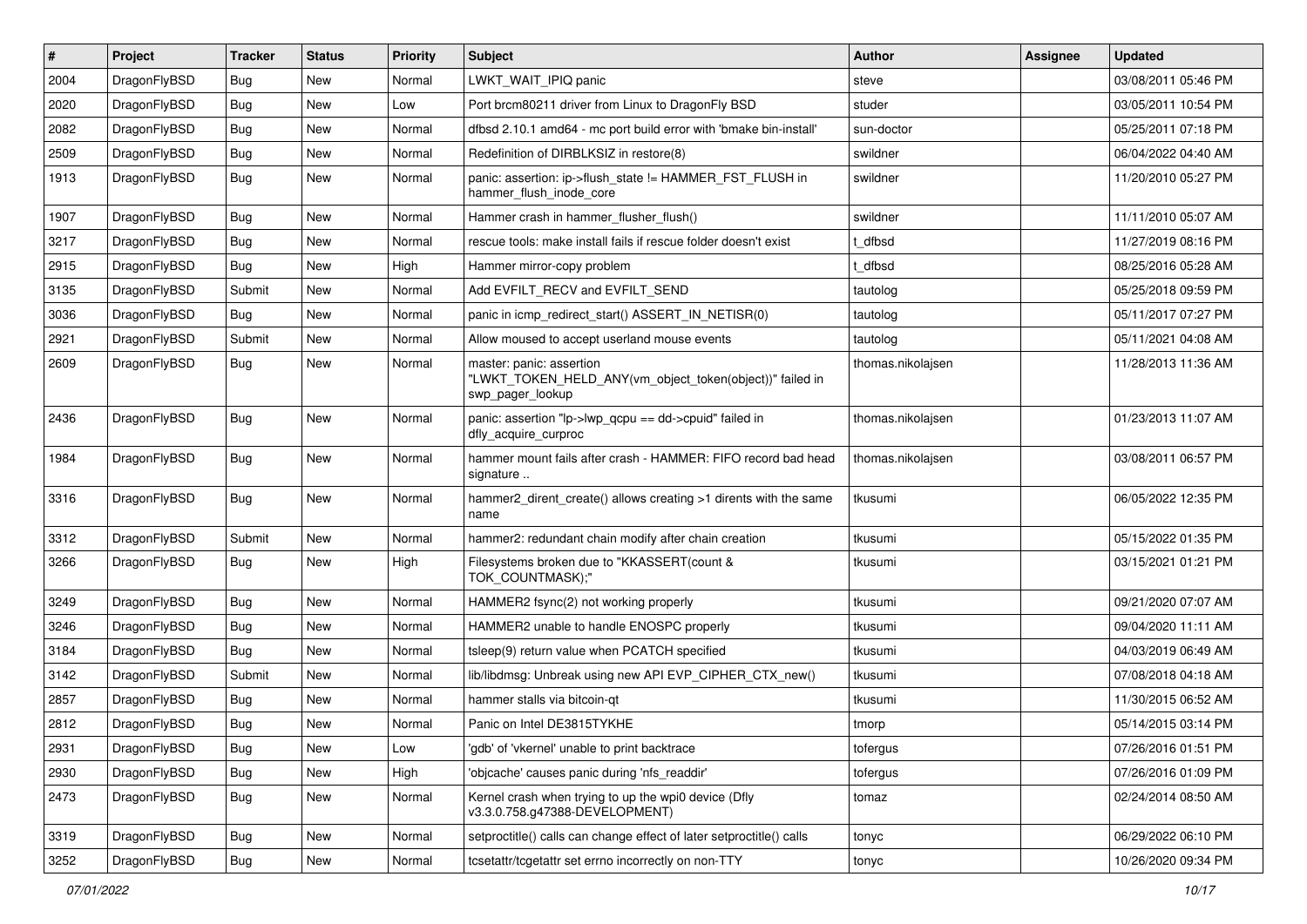| # | Project | Tracker | Status | Priority | Subject | Author | Assignee | Updated |
|---|---|---|---|---|---|---|---|---|
| 2004 | DragonFlyBSD | Bug | New | Normal | LWKT_WAIT_IPIQ panic | steve | | 03/08/2011 05:46 PM |
| 2020 | DragonFlyBSD | Bug | New | Low | Port brcm80211 driver from Linux to DragonFly BSD | studer | | 03/05/2011 10:54 PM |
| 2082 | DragonFlyBSD | Bug | New | Normal | dfbsd 2.10.1 amd64 - mc port build error with 'bmake bin-install' | sun-doctor | | 05/25/2011 07:18 PM |
| 2509 | DragonFlyBSD | Bug | New | Normal | Redefinition of DIRBLKSIZ in restore(8) | swildner | | 06/04/2022 04:40 AM |
| 1913 | DragonFlyBSD | Bug | New | Normal | panic: assertion: ip->flush_state != HAMMER_FST_FLUSH in hammer_flush_inode_core | swildner | | 11/20/2010 05:27 PM |
| 1907 | DragonFlyBSD | Bug | New | Normal | Hammer crash in hammer_flusher_flush() | swildner | | 11/11/2010 05:07 AM |
| 3217 | DragonFlyBSD | Bug | New | Normal | rescue tools: make install fails if rescue folder doesn't exist | t_dfbsd | | 11/27/2019 08:16 PM |
| 2915 | DragonFlyBSD | Bug | New | High | Hammer mirror-copy problem | t_dfbsd | | 08/25/2016 05:28 AM |
| 3135 | DragonFlyBSD | Submit | New | Normal | Add EVFILT_RECV and EVFILT_SEND | tautolog | | 05/25/2018 09:59 PM |
| 3036 | DragonFlyBSD | Bug | New | Normal | panic in icmp_redirect_start() ASSERT_IN_NETISR(0) | tautolog | | 05/11/2017 07:27 PM |
| 2921 | DragonFlyBSD | Submit | New | Normal | Allow moused to accept userland mouse events | tautolog | | 05/11/2021 04:08 AM |
| 2609 | DragonFlyBSD | Bug | New | Normal | master: panic: assertion "LWKT_TOKEN_HELD_ANY(vm_object_token(object))" failed in swp_pager_lookup | thomas.nikolajsen | | 11/28/2013 11:36 AM |
| 2436 | DragonFlyBSD | Bug | New | Normal | panic: assertion "lp->lwp_qcpu == dd->cpuid" failed in dfly_acquire_curproc | thomas.nikolajsen | | 01/23/2013 11:07 AM |
| 1984 | DragonFlyBSD | Bug | New | Normal | hammer mount fails after crash - HAMMER: FIFO record bad head signature .. | thomas.nikolajsen | | 03/08/2011 06:57 PM |
| 3316 | DragonFlyBSD | Bug | New | Normal | hammer2_dirent_create() allows creating >1 dirents with the same name | tkusumi | | 06/05/2022 12:35 PM |
| 3312 | DragonFlyBSD | Submit | New | Normal | hammer2: redundant chain modify after chain creation | tkusumi | | 05/15/2022 01:35 PM |
| 3266 | DragonFlyBSD | Bug | New | High | Filesystems broken due to "KKASSERT(count & TOK_COUNTMASK);" | tkusumi | | 03/15/2021 01:21 PM |
| 3249 | DragonFlyBSD | Bug | New | Normal | HAMMER2 fsync(2) not working properly | tkusumi | | 09/21/2020 07:07 AM |
| 3246 | DragonFlyBSD | Bug | New | Normal | HAMMER2 unable to handle ENOSPC properly | tkusumi | | 09/04/2020 11:11 AM |
| 3184 | DragonFlyBSD | Bug | New | Normal | tsleep(9) return value when PCATCH specified | tkusumi | | 04/03/2019 06:49 AM |
| 3142 | DragonFlyBSD | Submit | New | Normal | lib/libdmsg: Unbreak using new API EVP_CIPHER_CTX_new() | tkusumi | | 07/08/2018 04:18 AM |
| 2857 | DragonFlyBSD | Bug | New | Normal | hammer stalls via bitcoin-qt | tkusumi | | 11/30/2015 06:52 AM |
| 2812 | DragonFlyBSD | Bug | New | Normal | Panic on Intel DE3815TYKHE | tmorp | | 05/14/2015 03:14 PM |
| 2931 | DragonFlyBSD | Bug | New | Low | 'gdb' of 'vkernel' unable to print backtrace | tofergus | | 07/26/2016 01:51 PM |
| 2930 | DragonFlyBSD | Bug | New | High | 'objcache' causes panic during 'nfs_readdir' | tofergus | | 07/26/2016 01:09 PM |
| 2473 | DragonFlyBSD | Bug | New | Normal | Kernel crash when trying to up the wpi0 device (Dfly v3.3.0.758.g47388-DEVELOPMENT) | tomaz | | 02/24/2014 08:50 AM |
| 3319 | DragonFlyBSD | Bug | New | Normal | setproctitle() calls can change effect of later setproctitle() calls | tonyc | | 06/29/2022 06:10 PM |
| 3252 | DragonFlyBSD | Bug | New | Normal | tcsetattr/tcgetattr set errno incorrectly on non-TTY | tonyc | | 10/26/2020 09:34 PM |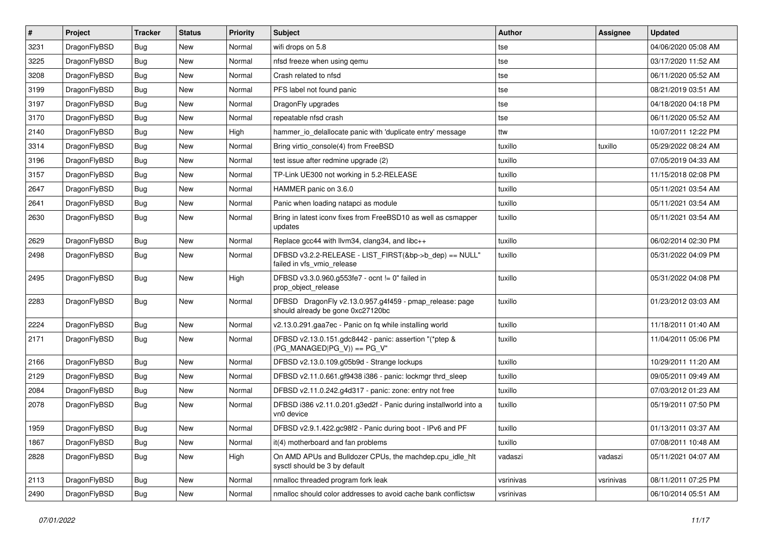| # | Project | Tracker | Status | Priority | Subject | Author | Assignee | Updated |
|---|---|---|---|---|---|---|---|---|
| 3231 | DragonFlyBSD | Bug | New | Normal | wifi drops on 5.8 | tse | | 04/06/2020 05:08 AM |
| 3225 | DragonFlyBSD | Bug | New | Normal | nfsd freeze when using qemu | tse | | 03/17/2020 11:52 AM |
| 3208 | DragonFlyBSD | Bug | New | Normal | Crash related to nfsd | tse | | 06/11/2020 05:52 AM |
| 3199 | DragonFlyBSD | Bug | New | Normal | PFS label not found panic | tse | | 08/21/2019 03:51 AM |
| 3197 | DragonFlyBSD | Bug | New | Normal | DragonFly upgrades | tse | | 04/18/2020 04:18 PM |
| 3170 | DragonFlyBSD | Bug | New | Normal | repeatable nfsd crash | tse | | 06/11/2020 05:52 AM |
| 2140 | DragonFlyBSD | Bug | New | High | hammer_io_delallocate panic with 'duplicate entry' message | ttw | | 10/07/2011 12:22 PM |
| 3314 | DragonFlyBSD | Bug | New | Normal | Bring virtio_console(4) from FreeBSD | tuxillo | tuxillo | 05/29/2022 08:24 AM |
| 3196 | DragonFlyBSD | Bug | New | Normal | test issue after redmine upgrade (2) | tuxillo | | 07/05/2019 04:33 AM |
| 3157 | DragonFlyBSD | Bug | New | Normal | TP-Link UE300 not working in 5.2-RELEASE | tuxillo | | 11/15/2018 02:08 PM |
| 2647 | DragonFlyBSD | Bug | New | Normal | HAMMER panic on 3.6.0 | tuxillo | | 05/11/2021 03:54 AM |
| 2641 | DragonFlyBSD | Bug | New | Normal | Panic when loading natapci as module | tuxillo | | 05/11/2021 03:54 AM |
| 2630 | DragonFlyBSD | Bug | New | Normal | Bring in latest iconv fixes from FreeBSD10 as well as csmapper updates | tuxillo | | 05/11/2021 03:54 AM |
| 2629 | DragonFlyBSD | Bug | New | Normal | Replace gcc44 with llvm34, clang34, and libc++ | tuxillo | | 06/02/2014 02:30 PM |
| 2498 | DragonFlyBSD | Bug | New | Normal | DFBSD v3.2.2-RELEASE - LIST_FIRST(&bp->b_dep) == NULL" failed in vfs_vmio_release | tuxillo | | 05/31/2022 04:09 PM |
| 2495 | DragonFlyBSD | Bug | New | High | DFBSD v3.3.0.960.g553fe7 - ocnt != 0" failed in prop_object_release | tuxillo | | 05/31/2022 04:08 PM |
| 2283 | DragonFlyBSD | Bug | New | Normal | DFBSD DragonFly v2.13.0.957.g4f459 - pmap_release: page should already be gone 0xc27120bc | tuxillo | | 01/23/2012 03:03 AM |
| 2224 | DragonFlyBSD | Bug | New | Normal | v2.13.0.291.gaa7ec - Panic on fq while installing world | tuxillo | | 11/18/2011 01:40 AM |
| 2171 | DragonFlyBSD | Bug | New | Normal | DFBSD v2.13.0.151.gdc8442 - panic: assertion "(*ptep & (PG_MANAGED\|PG_V)) == PG_V" | tuxillo | | 11/04/2011 05:06 PM |
| 2166 | DragonFlyBSD | Bug | New | Normal | DFBSD v2.13.0.109.g05b9d - Strange lockups | tuxillo | | 10/29/2011 11:20 AM |
| 2129 | DragonFlyBSD | Bug | New | Normal | DFBSD v2.11.0.661.gf9438 i386 - panic: lockmgr thrd_sleep | tuxillo | | 09/05/2011 09:49 AM |
| 2084 | DragonFlyBSD | Bug | New | Normal | DFBSD v2.11.0.242.g4d317 - panic: zone: entry not free | tuxillo | | 07/03/2012 01:23 AM |
| 2078 | DragonFlyBSD | Bug | New | Normal | DFBSD i386 v2.11.0.201.g3ed2f - Panic during installworld into a vn0 device | tuxillo | | 05/19/2011 07:50 PM |
| 1959 | DragonFlyBSD | Bug | New | Normal | DFBSD v2.9.1.422.gc98f2 - Panic during boot - IPv6 and PF | tuxillo | | 01/13/2011 03:37 AM |
| 1867 | DragonFlyBSD | Bug | New | Normal | it(4) motherboard and fan problems | tuxillo | | 07/08/2011 10:48 AM |
| 2828 | DragonFlyBSD | Bug | New | High | On AMD APUs and Bulldozer CPUs, the machdep.cpu_idle_hlt sysctl should be 3 by default | vadaszi | vadaszi | 05/11/2021 04:07 AM |
| 2113 | DragonFlyBSD | Bug | New | Normal | nmalloc threaded program fork leak | vsrinivas | vsrinivas | 08/11/2011 07:25 PM |
| 2490 | DragonFlyBSD | Bug | New | Normal | nmalloc should color addresses to avoid cache bank conflictsw | vsrinivas | | 06/10/2014 05:51 AM |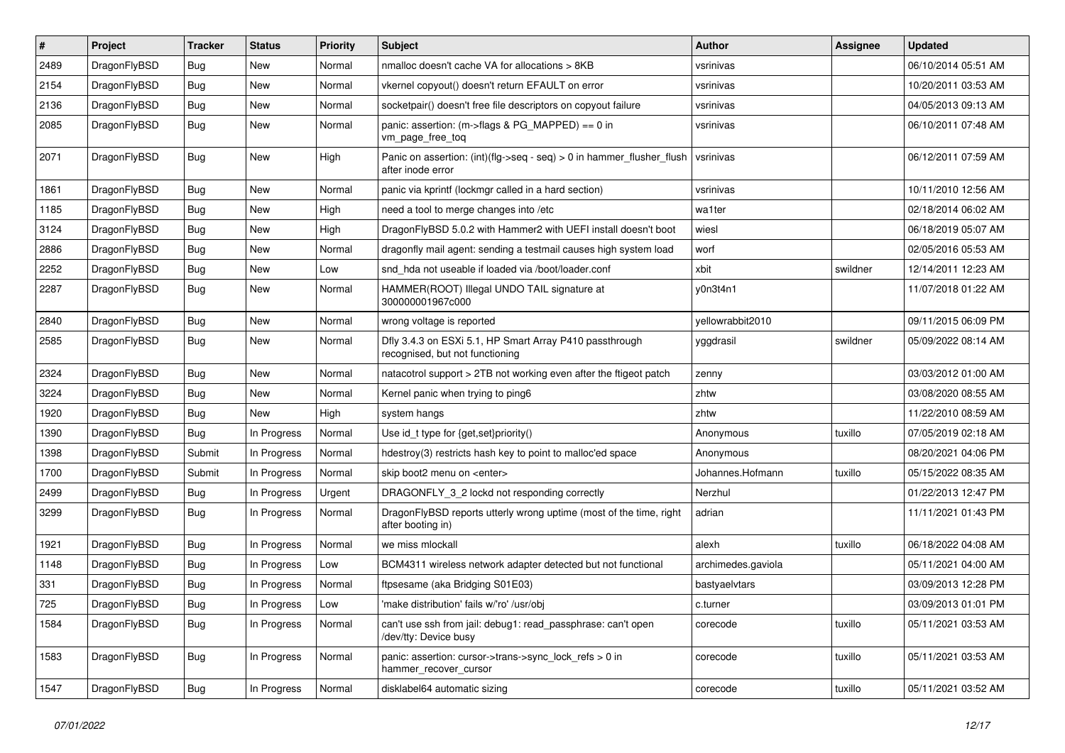| # | Project | Tracker | Status | Priority | Subject | Author | Assignee | Updated |
|---|---|---|---|---|---|---|---|---|
| 2489 | DragonFlyBSD | Bug | New | Normal | nmalloc doesn't cache VA for allocations > 8KB | vsrinivas | | 06/10/2014 05:51 AM |
| 2154 | DragonFlyBSD | Bug | New | Normal | vkernel copyout() doesn't return EFAULT on error | vsrinivas | | 10/20/2011 03:53 AM |
| 2136 | DragonFlyBSD | Bug | New | Normal | socketpair() doesn't free file descriptors on copyout failure | vsrinivas | | 04/05/2013 09:13 AM |
| 2085 | DragonFlyBSD | Bug | New | Normal | panic: assertion: (m->flags & PG_MAPPED) == 0 in vm_page_free_toq | vsrinivas | | 06/10/2011 07:48 AM |
| 2071 | DragonFlyBSD | Bug | New | High | Panic on assertion: (int)(flg->seq - seq) > 0 in hammer_flusher_flush after inode error | vsrinivas | | 06/12/2011 07:59 AM |
| 1861 | DragonFlyBSD | Bug | New | Normal | panic via kprintf (lockmgr called in a hard section) | vsrinivas | | 10/11/2010 12:56 AM |
| 1185 | DragonFlyBSD | Bug | New | High | need a tool to merge changes into /etc | wa1ter | | 02/18/2014 06:02 AM |
| 3124 | DragonFlyBSD | Bug | New | High | DragonFlyBSD 5.0.2 with Hammer2 with UEFI install doesn't boot | wiesl | | 06/18/2019 05:07 AM |
| 2886 | DragonFlyBSD | Bug | New | Normal | dragonfly mail agent: sending a testmail causes high system load | worf | | 02/05/2016 05:53 AM |
| 2252 | DragonFlyBSD | Bug | New | Low | snd_hda not useable if loaded via /boot/loader.conf | xbit | swildner | 12/14/2011 12:23 AM |
| 2287 | DragonFlyBSD | Bug | New | Normal | HAMMER(ROOT) Illegal UNDO TAIL signature at 300000001967c000 | y0n3t4n1 | | 11/07/2018 01:22 AM |
| 2840 | DragonFlyBSD | Bug | New | Normal | wrong voltage is reported | yellowrabbit2010 | | 09/11/2015 06:09 PM |
| 2585 | DragonFlyBSD | Bug | New | Normal | Dfly 3.4.3 on ESXi 5.1, HP Smart Array P410 passthrough recognised, but not functioning | yggdrasil | swildner | 05/09/2022 08:14 AM |
| 2324 | DragonFlyBSD | Bug | New | Normal | natacotrol support > 2TB not working even after the ftigeot patch | zenny | | 03/03/2012 01:00 AM |
| 3224 | DragonFlyBSD | Bug | New | Normal | Kernel panic when trying to ping6 | zhtw | | 03/08/2020 08:55 AM |
| 1920 | DragonFlyBSD | Bug | New | High | system hangs | zhtw | | 11/22/2010 08:59 AM |
| 1390 | DragonFlyBSD | Bug | In Progress | Normal | Use id_t type for {get,set}priority() | Anonymous | tuxillo | 07/05/2019 02:18 AM |
| 1398 | DragonFlyBSD | Submit | In Progress | Normal | hdestroy(3) restricts hash key to point to malloc'ed space | Anonymous | | 08/20/2021 04:06 PM |
| 1700 | DragonFlyBSD | Submit | In Progress | Normal | skip boot2 menu on <enter> | Johannes.Hofmann | tuxillo | 05/15/2022 08:35 AM |
| 2499 | DragonFlyBSD | Bug | In Progress | Urgent | DRAGONFLY_3_2 lockd not responding correctly | Nerzhul | | 01/22/2013 12:47 PM |
| 3299 | DragonFlyBSD | Bug | In Progress | Normal | DragonFlyBSD reports utterly wrong uptime (most of the time, right after booting in) | adrian | | 11/11/2021 01:43 PM |
| 1921 | DragonFlyBSD | Bug | In Progress | Normal | we miss mlockall | alexh | tuxillo | 06/18/2022 04:08 AM |
| 1148 | DragonFlyBSD | Bug | In Progress | Low | BCM4311 wireless network adapter detected but not functional | archimedes.gaviola | | 05/11/2021 04:00 AM |
| 331 | DragonFlyBSD | Bug | In Progress | Normal | ftpsesame (aka Bridging S01E03) | bastyaelvtars | | 03/09/2013 12:28 PM |
| 725 | DragonFlyBSD | Bug | In Progress | Low | 'make distribution' fails w/'ro' /usr/obj | c.turner | | 03/09/2013 01:01 PM |
| 1584 | DragonFlyBSD | Bug | In Progress | Normal | can't use ssh from jail: debug1: read_passphrase: can't open /dev/tty: Device busy | corecode | tuxillo | 05/11/2021 03:53 AM |
| 1583 | DragonFlyBSD | Bug | In Progress | Normal | panic: assertion: cursor->trans->sync_lock_refs > 0 in hammer_recover_cursor | corecode | tuxillo | 05/11/2021 03:53 AM |
| 1547 | DragonFlyBSD | Bug | In Progress | Normal | disklabel64 automatic sizing | corecode | tuxillo | 05/11/2021 03:52 AM |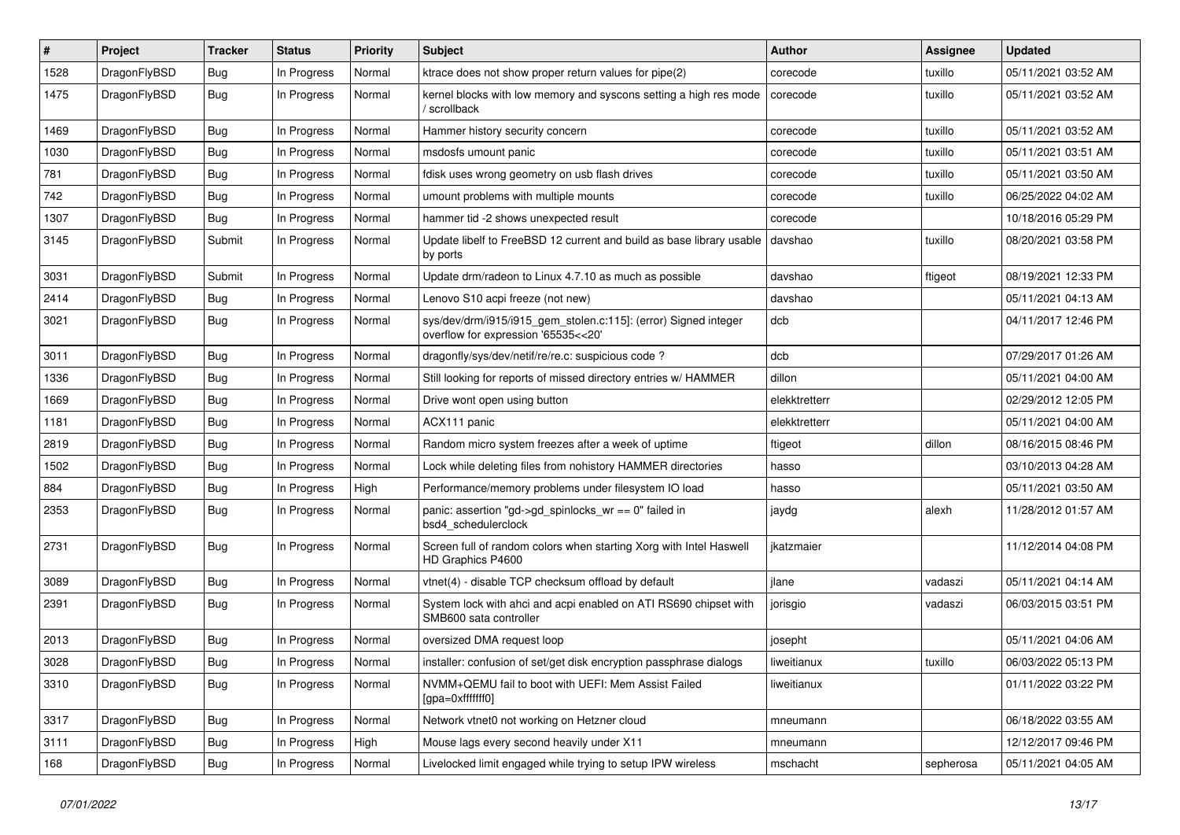| # | Project | Tracker | Status | Priority | Subject | Author | Assignee | Updated |
|---|---|---|---|---|---|---|---|---|
| 1528 | DragonFlyBSD | Bug | In Progress | Normal | ktrace does not show proper return values for pipe(2) | corecode | tuxillo | 05/11/2021 03:52 AM |
| 1475 | DragonFlyBSD | Bug | In Progress | Normal | kernel blocks with low memory and syscons setting a high res mode / scrollback | corecode | tuxillo | 05/11/2021 03:52 AM |
| 1469 | DragonFlyBSD | Bug | In Progress | Normal | Hammer history security concern | corecode | tuxillo | 05/11/2021 03:52 AM |
| 1030 | DragonFlyBSD | Bug | In Progress | Normal | msdosfs umount panic | corecode | tuxillo | 05/11/2021 03:51 AM |
| 781 | DragonFlyBSD | Bug | In Progress | Normal | fdisk uses wrong geometry on usb flash drives | corecode | tuxillo | 05/11/2021 03:50 AM |
| 742 | DragonFlyBSD | Bug | In Progress | Normal | umount problems with multiple mounts | corecode | tuxillo | 06/25/2022 04:02 AM |
| 1307 | DragonFlyBSD | Bug | In Progress | Normal | hammer tid -2 shows unexpected result | corecode | | 10/18/2016 05:29 PM |
| 3145 | DragonFlyBSD | Submit | In Progress | Normal | Update libelf to FreeBSD 12 current and build as base library usable by ports | davshao | tuxillo | 08/20/2021 03:58 PM |
| 3031 | DragonFlyBSD | Submit | In Progress | Normal | Update drm/radeon to Linux 4.7.10 as much as possible | davshao | ftigeot | 08/19/2021 12:33 PM |
| 2414 | DragonFlyBSD | Bug | In Progress | Normal | Lenovo S10 acpi freeze (not new) | davshao | | 05/11/2021 04:13 AM |
| 3021 | DragonFlyBSD | Bug | In Progress | Normal | sys/dev/drm/i915/i915_gem_stolen.c:115]: (error) Signed integer overflow for expression '65535<<20' | dcb | | 04/11/2017 12:46 PM |
| 3011 | DragonFlyBSD | Bug | In Progress | Normal | dragonfly/sys/dev/netif/re/re.c: suspicious code ? | dcb | | 07/29/2017 01:26 AM |
| 1336 | DragonFlyBSD | Bug | In Progress | Normal | Still looking for reports of missed directory entries w/ HAMMER | dillon | | 05/11/2021 04:00 AM |
| 1669 | DragonFlyBSD | Bug | In Progress | Normal | Drive wont open using button | elekktretterr | | 02/29/2012 12:05 PM |
| 1181 | DragonFlyBSD | Bug | In Progress | Normal | ACX111 panic | elekktretterr | | 05/11/2021 04:00 AM |
| 2819 | DragonFlyBSD | Bug | In Progress | Normal | Random micro system freezes after a week of uptime | ftigeot | dillon | 08/16/2015 08:46 PM |
| 1502 | DragonFlyBSD | Bug | In Progress | Normal | Lock while deleting files from nohistory HAMMER directories | hasso | | 03/10/2013 04:28 AM |
| 884 | DragonFlyBSD | Bug | In Progress | High | Performance/memory problems under filesystem IO load | hasso | | 05/11/2021 03:50 AM |
| 2353 | DragonFlyBSD | Bug | In Progress | Normal | panic: assertion "gd->gd_spinlocks_wr == 0" failed in bsd4_schedulerclock | jaydg | alexh | 11/28/2012 01:57 AM |
| 2731 | DragonFlyBSD | Bug | In Progress | Normal | Screen full of random colors when starting Xorg with Intel Haswell HD Graphics P4600 | jkatzmaier | | 11/12/2014 04:08 PM |
| 3089 | DragonFlyBSD | Bug | In Progress | Normal | vtnet(4) - disable TCP checksum offload by default | jlane | vadaszi | 05/11/2021 04:14 AM |
| 2391 | DragonFlyBSD | Bug | In Progress | Normal | System lock with ahci and acpi enabled on ATI RS690 chipset with SMB600 sata controller | jorisgio | vadaszi | 06/03/2015 03:51 PM |
| 2013 | DragonFlyBSD | Bug | In Progress | Normal | oversized DMA request loop | josepht | | 05/11/2021 04:06 AM |
| 3028 | DragonFlyBSD | Bug | In Progress | Normal | installer: confusion of set/get disk encryption passphrase dialogs | liweitianux | tuxillo | 06/03/2022 05:13 PM |
| 3310 | DragonFlyBSD | Bug | In Progress | Normal | NVMM+QEMU fail to boot with UEFI: Mem Assist Failed [gpa=0xfffffff0] | liweitianux | | 01/11/2022 03:22 PM |
| 3317 | DragonFlyBSD | Bug | In Progress | Normal | Network vtnet0 not working on Hetzner cloud | mneumann | | 06/18/2022 03:55 AM |
| 3111 | DragonFlyBSD | Bug | In Progress | High | Mouse lags every second heavily under X11 | mneumann | | 12/12/2017 09:46 PM |
| 168 | DragonFlyBSD | Bug | In Progress | Normal | Livelocked limit engaged while trying to setup IPW wireless | mschacht | sepherosa | 05/11/2021 04:05 AM |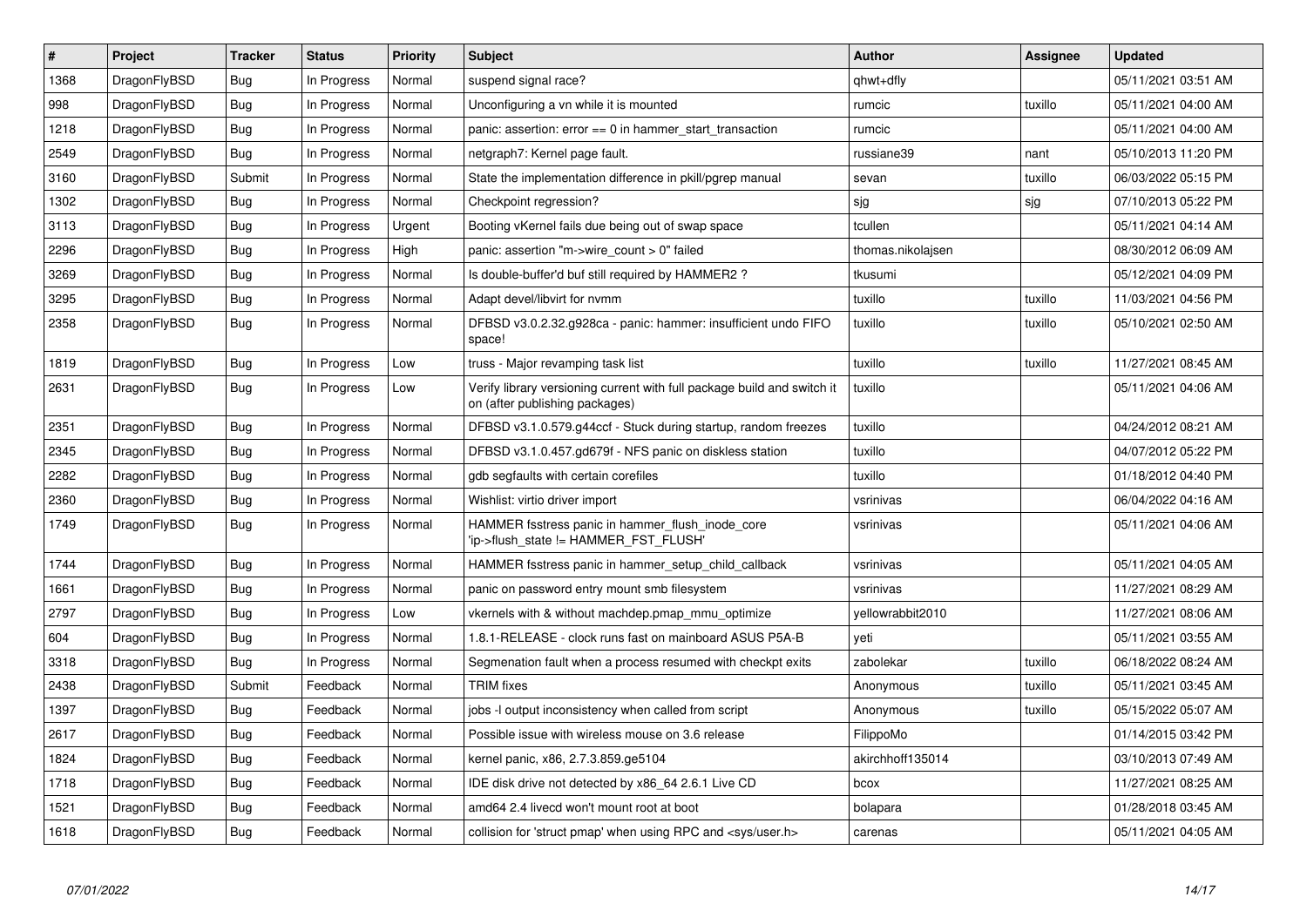| # | Project | Tracker | Status | Priority | Subject | Author | Assignee | Updated |
|---|---|---|---|---|---|---|---|---|
| 1368 | DragonFlyBSD | Bug | In Progress | Normal | suspend signal race? | qhwt+dfly | | 05/11/2021 03:51 AM |
| 998 | DragonFlyBSD | Bug | In Progress | Normal | Unconfiguring a vn while it is mounted | rumcic | tuxillo | 05/11/2021 04:00 AM |
| 1218 | DragonFlyBSD | Bug | In Progress | Normal | panic: assertion: error == 0 in hammer_start_transaction | rumcic | | 05/11/2021 04:00 AM |
| 2549 | DragonFlyBSD | Bug | In Progress | Normal | netgraph7: Kernel page fault. | russiane39 | nant | 05/10/2013 11:20 PM |
| 3160 | DragonFlyBSD | Submit | In Progress | Normal | State the implementation difference in pkill/pgrep manual | sevan | tuxillo | 06/03/2022 05:15 PM |
| 1302 | DragonFlyBSD | Bug | In Progress | Normal | Checkpoint regression? | sjg | sjg | 07/10/2013 05:22 PM |
| 3113 | DragonFlyBSD | Bug | In Progress | Urgent | Booting vKernel fails due being out of swap space | tcullen | | 05/11/2021 04:14 AM |
| 2296 | DragonFlyBSD | Bug | In Progress | High | panic: assertion "m->wire_count > 0" failed | thomas.nikolajsen | | 08/30/2012 06:09 AM |
| 3269 | DragonFlyBSD | Bug | In Progress | Normal | Is double-buffer'd buf still required by HAMMER2 ? | tkusumi | | 05/12/2021 04:09 PM |
| 3295 | DragonFlyBSD | Bug | In Progress | Normal | Adapt devel/libvirt for nvmm | tuxillo | tuxillo | 11/03/2021 04:56 PM |
| 2358 | DragonFlyBSD | Bug | In Progress | Normal | DFBSD v3.0.2.32.g928ca - panic: hammer: insufficient undo FIFO space! | tuxillo | tuxillo | 05/10/2021 02:50 AM |
| 1819 | DragonFlyBSD | Bug | In Progress | Low | truss - Major revamping task list | tuxillo | tuxillo | 11/27/2021 08:45 AM |
| 2631 | DragonFlyBSD | Bug | In Progress | Low | Verify library versioning current with full package build and switch it on (after publishing packages) | tuxillo | | 05/11/2021 04:06 AM |
| 2351 | DragonFlyBSD | Bug | In Progress | Normal | DFBSD v3.1.0.579.g44ccf - Stuck during startup, random freezes | tuxillo | | 04/24/2012 08:21 AM |
| 2345 | DragonFlyBSD | Bug | In Progress | Normal | DFBSD v3.1.0.457.gd679f - NFS panic on diskless station | tuxillo | | 04/07/2012 05:22 PM |
| 2282 | DragonFlyBSD | Bug | In Progress | Normal | gdb segfaults with certain corefiles | tuxillo | | 01/18/2012 04:40 PM |
| 2360 | DragonFlyBSD | Bug | In Progress | Normal | Wishlist: virtio driver import | vsrinivas | | 06/04/2022 04:16 AM |
| 1749 | DragonFlyBSD | Bug | In Progress | Normal | HAMMER fsstress panic in hammer_flush_inode_core 'ip->flush_state != HAMMER_FST_FLUSH' | vsrinivas | | 05/11/2021 04:06 AM |
| 1744 | DragonFlyBSD | Bug | In Progress | Normal | HAMMER fsstress panic in hammer_setup_child_callback | vsrinivas | | 05/11/2021 04:05 AM |
| 1661 | DragonFlyBSD | Bug | In Progress | Normal | panic on password entry mount smb filesystem | vsrinivas | | 11/27/2021 08:29 AM |
| 2797 | DragonFlyBSD | Bug | In Progress | Low | vkernels with & without machdep.pmap_mmu_optimize | yellowrabbit2010 | | 11/27/2021 08:06 AM |
| 604 | DragonFlyBSD | Bug | In Progress | Normal | 1.8.1-RELEASE - clock runs fast on mainboard ASUS P5A-B | yeti | | 05/11/2021 03:55 AM |
| 3318 | DragonFlyBSD | Bug | In Progress | Normal | Segmenation fault when a process resumed with checkpt exits | zabolekar | tuxillo | 06/18/2022 08:24 AM |
| 2438 | DragonFlyBSD | Submit | Feedback | Normal | TRIM fixes | Anonymous | tuxillo | 05/11/2021 03:45 AM |
| 1397 | DragonFlyBSD | Bug | Feedback | Normal | jobs -l output inconsistency when called from script | Anonymous | tuxillo | 05/15/2022 05:07 AM |
| 2617 | DragonFlyBSD | Bug | Feedback | Normal | Possible issue with wireless mouse on 3.6 release | FilippoMo | | 01/14/2015 03:42 PM |
| 1824 | DragonFlyBSD | Bug | Feedback | Normal | kernel panic, x86, 2.7.3.859.ge5104 | akirchhoff135014 | | 03/10/2013 07:49 AM |
| 1718 | DragonFlyBSD | Bug | Feedback | Normal | IDE disk drive not detected by x86_64 2.6.1 Live CD | bcox | | 11/27/2021 08:25 AM |
| 1521 | DragonFlyBSD | Bug | Feedback | Normal | amd64 2.4 livecd won't mount root at boot | bolapara | | 01/28/2018 03:45 AM |
| 1618 | DragonFlyBSD | Bug | Feedback | Normal | collision for 'struct pmap' when using RPC and <sys/user.h> | carenas | | 05/11/2021 04:05 AM |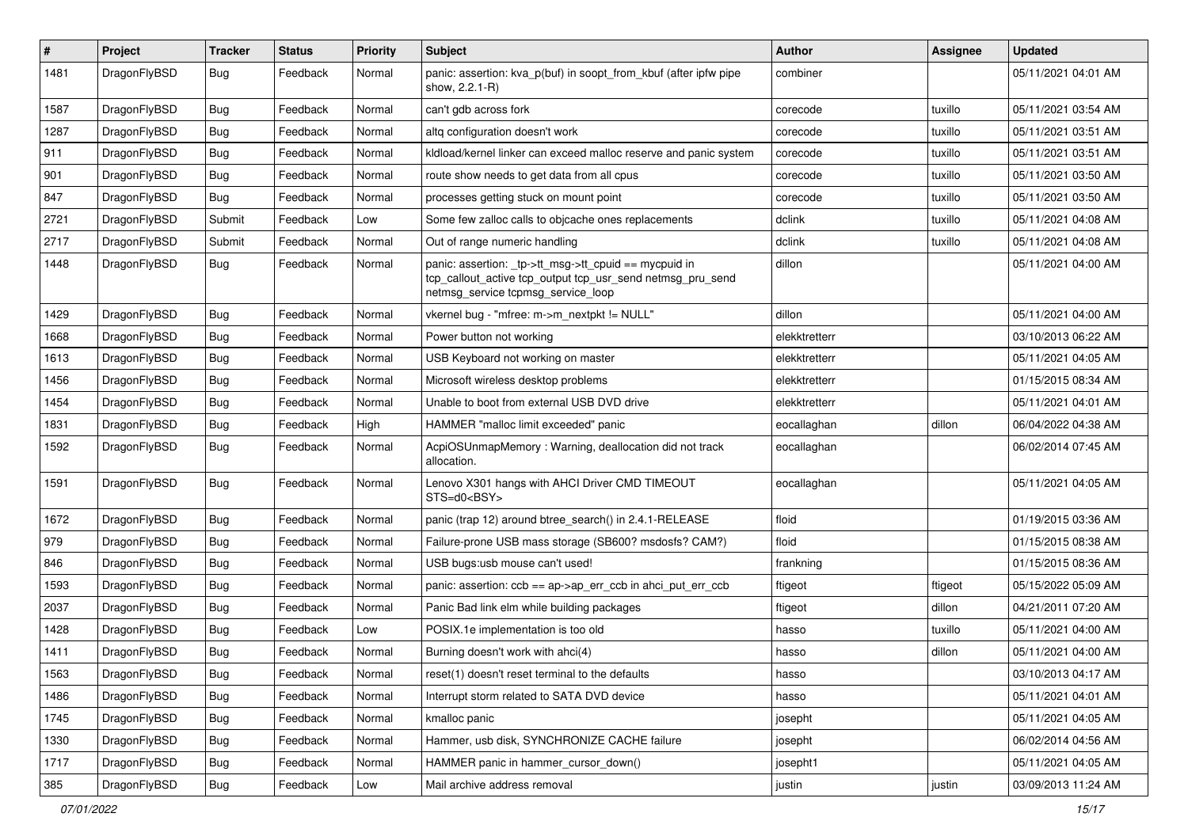| # | Project | Tracker | Status | Priority | Subject | Author | Assignee | Updated |
|---|---|---|---|---|---|---|---|---|
| 1481 | DragonFlyBSD | Bug | Feedback | Normal | panic: assertion: kva_p(buf) in soopt_from_kbuf (after ipfw pipe show, 2.2.1-R) | combiner | | 05/11/2021 04:01 AM |
| 1587 | DragonFlyBSD | Bug | Feedback | Normal | can't gdb across fork | corecode | tuxillo | 05/11/2021 03:54 AM |
| 1287 | DragonFlyBSD | Bug | Feedback | Normal | altq configuration doesn't work | corecode | tuxillo | 05/11/2021 03:51 AM |
| 911 | DragonFlyBSD | Bug | Feedback | Normal | kldload/kernel linker can exceed malloc reserve and panic system | corecode | tuxillo | 05/11/2021 03:51 AM |
| 901 | DragonFlyBSD | Bug | Feedback | Normal | route show needs to get data from all cpus | corecode | tuxillo | 05/11/2021 03:50 AM |
| 847 | DragonFlyBSD | Bug | Feedback | Normal | processes getting stuck on mount point | corecode | tuxillo | 05/11/2021 03:50 AM |
| 2721 | DragonFlyBSD | Submit | Feedback | Low | Some few zalloc calls to objcache ones replacements | dclink | tuxillo | 05/11/2021 04:08 AM |
| 2717 | DragonFlyBSD | Submit | Feedback | Normal | Out of range numeric handling | dclink | tuxillo | 05/11/2021 04:08 AM |
| 1448 | DragonFlyBSD | Bug | Feedback | Normal | panic: assertion: _tp->tt_msg->tt_cpuid == mycpuid in tcp_callout_active tcp_output tcp_usr_send netmsg_pru_send netmsg_service tcpmsg_service_loop | dillon | | 05/11/2021 04:00 AM |
| 1429 | DragonFlyBSD | Bug | Feedback | Normal | vkernel bug - "mfree: m->m_nextpkt != NULL" | dillon | | 05/11/2021 04:00 AM |
| 1668 | DragonFlyBSD | Bug | Feedback | Normal | Power button not working | elekktretterr | | 03/10/2013 06:22 AM |
| 1613 | DragonFlyBSD | Bug | Feedback | Normal | USB Keyboard not working on master | elekktretterr | | 05/11/2021 04:05 AM |
| 1456 | DragonFlyBSD | Bug | Feedback | Normal | Microsoft wireless desktop problems | elekktretterr | | 01/15/2015 08:34 AM |
| 1454 | DragonFlyBSD | Bug | Feedback | Normal | Unable to boot from external USB DVD drive | elekktretterr | | 05/11/2021 04:01 AM |
| 1831 | DragonFlyBSD | Bug | Feedback | High | HAMMER "malloc limit exceeded" panic | eocallaghan | dillon | 06/04/2022 04:38 AM |
| 1592 | DragonFlyBSD | Bug | Feedback | Normal | AcpiOSUnmapMemory : Warning, deallocation did not track allocation. | eocallaghan | | 06/02/2014 07:45 AM |
| 1591 | DragonFlyBSD | Bug | Feedback | Normal | Lenovo X301 hangs with AHCI Driver CMD TIMEOUT STS=d0<BSY> | eocallaghan | | 05/11/2021 04:05 AM |
| 1672 | DragonFlyBSD | Bug | Feedback | Normal | panic (trap 12) around btree_search() in 2.4.1-RELEASE | floid | | 01/19/2015 03:36 AM |
| 979 | DragonFlyBSD | Bug | Feedback | Normal | Failure-prone USB mass storage (SB600? msdosfs? CAM?) | floid | | 01/15/2015 08:38 AM |
| 846 | DragonFlyBSD | Bug | Feedback | Normal | USB bugs:usb mouse can't used! | frankning | | 01/15/2015 08:36 AM |
| 1593 | DragonFlyBSD | Bug | Feedback | Normal | panic: assertion: ccb == ap->ap_err_ccb in ahci_put_err_ccb | ftigeot | ftigeot | 05/15/2022 05:09 AM |
| 2037 | DragonFlyBSD | Bug | Feedback | Normal | Panic Bad link elm while building packages | ftigeot | dillon | 04/21/2011 07:20 AM |
| 1428 | DragonFlyBSD | Bug | Feedback | Low | POSIX.1e implementation is too old | hasso | tuxillo | 05/11/2021 04:00 AM |
| 1411 | DragonFlyBSD | Bug | Feedback | Normal | Burning doesn't work with ahci(4) | hasso | dillon | 05/11/2021 04:00 AM |
| 1563 | DragonFlyBSD | Bug | Feedback | Normal | reset(1) doesn't reset terminal to the defaults | hasso | | 03/10/2013 04:17 AM |
| 1486 | DragonFlyBSD | Bug | Feedback | Normal | Interrupt storm related to SATA DVD device | hasso | | 05/11/2021 04:01 AM |
| 1745 | DragonFlyBSD | Bug | Feedback | Normal | kmalloc panic | josepht | | 05/11/2021 04:05 AM |
| 1330 | DragonFlyBSD | Bug | Feedback | Normal | Hammer, usb disk, SYNCHRONIZE CACHE failure | josepht | | 06/02/2014 04:56 AM |
| 1717 | DragonFlyBSD | Bug | Feedback | Normal | HAMMER panic in hammer_cursor_down() | josepht1 | | 05/11/2021 04:05 AM |
| 385 | DragonFlyBSD | Bug | Feedback | Low | Mail archive address removal | justin | justin | 03/09/2013 11:24 AM |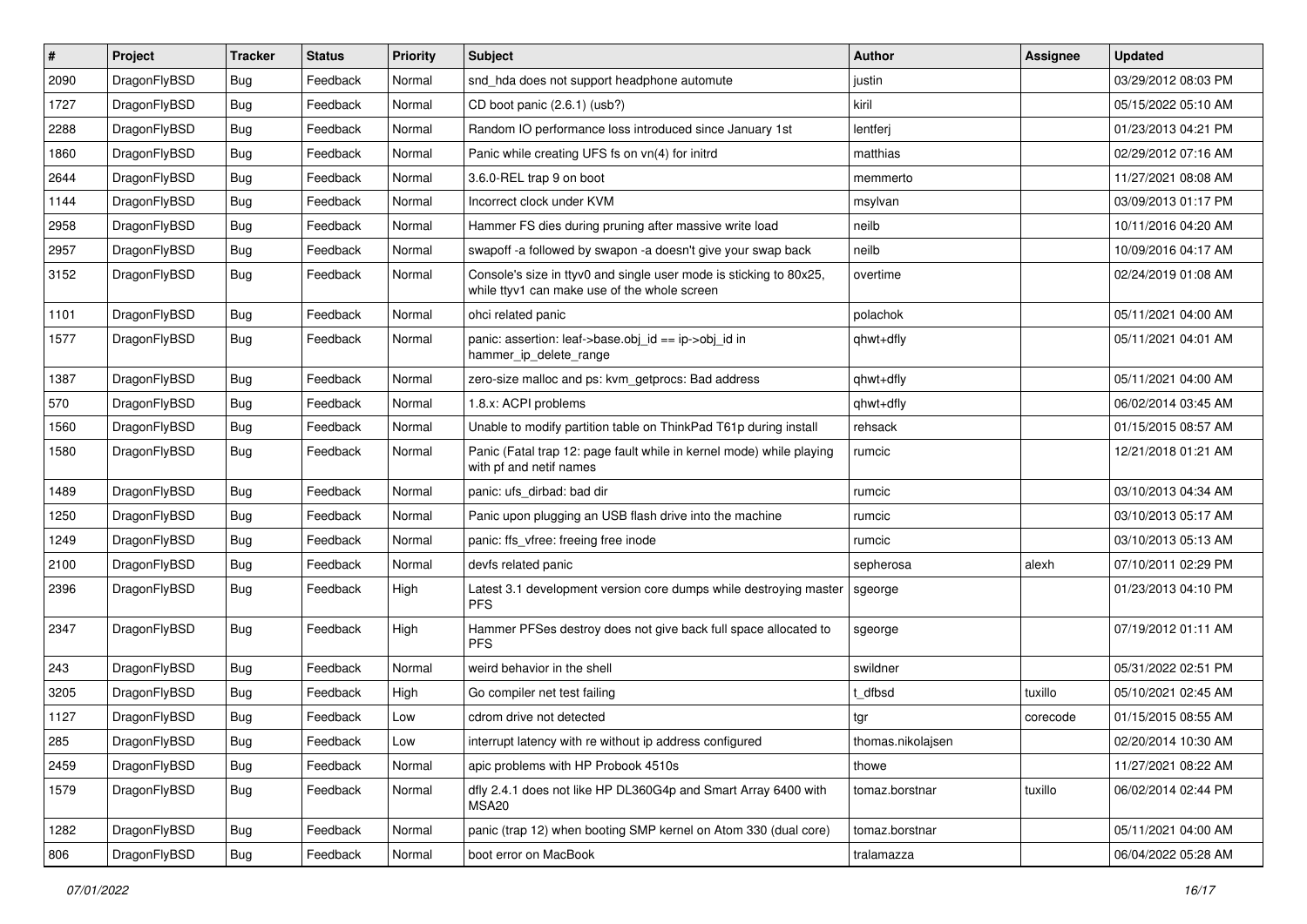| # | Project | Tracker | Status | Priority | Subject | Author | Assignee | Updated |
|---|---|---|---|---|---|---|---|---|
| 2090 | DragonFlyBSD | Bug | Feedback | Normal | snd_hda does not support headphone automute | justin | | 03/29/2012 08:03 PM |
| 1727 | DragonFlyBSD | Bug | Feedback | Normal | CD boot panic (2.6.1) (usb?) | kiril | | 05/15/2022 05:10 AM |
| 2288 | DragonFlyBSD | Bug | Feedback | Normal | Random IO performance loss introduced since January 1st | lentferj | | 01/23/2013 04:21 PM |
| 1860 | DragonFlyBSD | Bug | Feedback | Normal | Panic while creating UFS fs on vn(4) for initrd | matthias | | 02/29/2012 07:16 AM |
| 2644 | DragonFlyBSD | Bug | Feedback | Normal | 3.6.0-REL trap 9 on boot | memmerto | | 11/27/2021 08:08 AM |
| 1144 | DragonFlyBSD | Bug | Feedback | Normal | Incorrect clock under KVM | msylvan | | 03/09/2013 01:17 PM |
| 2958 | DragonFlyBSD | Bug | Feedback | Normal | Hammer FS dies during pruning after massive write load | neilb | | 10/11/2016 04:20 AM |
| 2957 | DragonFlyBSD | Bug | Feedback | Normal | swapoff -a followed by swapon -a doesn't give your swap back | neilb | | 10/09/2016 04:17 AM |
| 3152 | DragonFlyBSD | Bug | Feedback | Normal | Console's size in ttyv0 and single user mode is sticking to 80x25, while ttyv1 can make use of the whole screen | overtime | | 02/24/2019 01:08 AM |
| 1101 | DragonFlyBSD | Bug | Feedback | Normal | ohci related panic | polachok | | 05/11/2021 04:00 AM |
| 1577 | DragonFlyBSD | Bug | Feedback | Normal | panic: assertion: leaf->base.obj_id == ip->obj_id in hammer_ip_delete_range | qhwt+dfly | | 05/11/2021 04:01 AM |
| 1387 | DragonFlyBSD | Bug | Feedback | Normal | zero-size malloc and ps: kvm_getprocs: Bad address | qhwt+dfly | | 05/11/2021 04:00 AM |
| 570 | DragonFlyBSD | Bug | Feedback | Normal | 1.8.x: ACPI problems | qhwt+dfly | | 06/02/2014 03:45 AM |
| 1560 | DragonFlyBSD | Bug | Feedback | Normal | Unable to modify partition table on ThinkPad T61p during install | rehsack | | 01/15/2015 08:57 AM |
| 1580 | DragonFlyBSD | Bug | Feedback | Normal | Panic (Fatal trap 12: page fault while in kernel mode) while playing with pf and netif names | rumcic | | 12/21/2018 01:21 AM |
| 1489 | DragonFlyBSD | Bug | Feedback | Normal | panic: ufs_dirbad: bad dir | rumcic | | 03/10/2013 04:34 AM |
| 1250 | DragonFlyBSD | Bug | Feedback | Normal | Panic upon plugging an USB flash drive into the machine | rumcic | | 03/10/2013 05:17 AM |
| 1249 | DragonFlyBSD | Bug | Feedback | Normal | panic: ffs_vfree: freeing free inode | rumcic | | 03/10/2013 05:13 AM |
| 2100 | DragonFlyBSD | Bug | Feedback | Normal | devfs related panic | sepherosa | alexh | 07/10/2011 02:29 PM |
| 2396 | DragonFlyBSD | Bug | Feedback | High | Latest 3.1 development version core dumps while destroying master PFS | sgeorge | | 01/23/2013 04:10 PM |
| 2347 | DragonFlyBSD | Bug | Feedback | High | Hammer PFSes destroy does not give back full space allocated to PFS | sgeorge | | 07/19/2012 01:11 AM |
| 243 | DragonFlyBSD | Bug | Feedback | Normal | weird behavior in the shell | swildner | | 05/31/2022 02:51 PM |
| 3205 | DragonFlyBSD | Bug | Feedback | High | Go compiler net test failing | t_dfbsd | tuxillo | 05/10/2021 02:45 AM |
| 1127 | DragonFlyBSD | Bug | Feedback | Low | cdrom drive not detected | tgr | corecode | 01/15/2015 08:55 AM |
| 285 | DragonFlyBSD | Bug | Feedback | Low | interrupt latency with re without ip address configured | thomas.nikolajsen | | 02/20/2014 10:30 AM |
| 2459 | DragonFlyBSD | Bug | Feedback | Normal | apic problems with HP Probook 4510s | thowe | | 11/27/2021 08:22 AM |
| 1579 | DragonFlyBSD | Bug | Feedback | Normal | dfly 2.4.1 does not like HP DL360G4p and Smart Array 6400 with MSA20 | tomaz.borstnar | tuxillo | 06/02/2014 02:44 PM |
| 1282 | DragonFlyBSD | Bug | Feedback | Normal | panic (trap 12) when booting SMP kernel on Atom 330 (dual core) | tomaz.borstnar | | 05/11/2021 04:00 AM |
| 806 | DragonFlyBSD | Bug | Feedback | Normal | boot error on MacBook | tralamazza | | 06/04/2022 05:28 AM |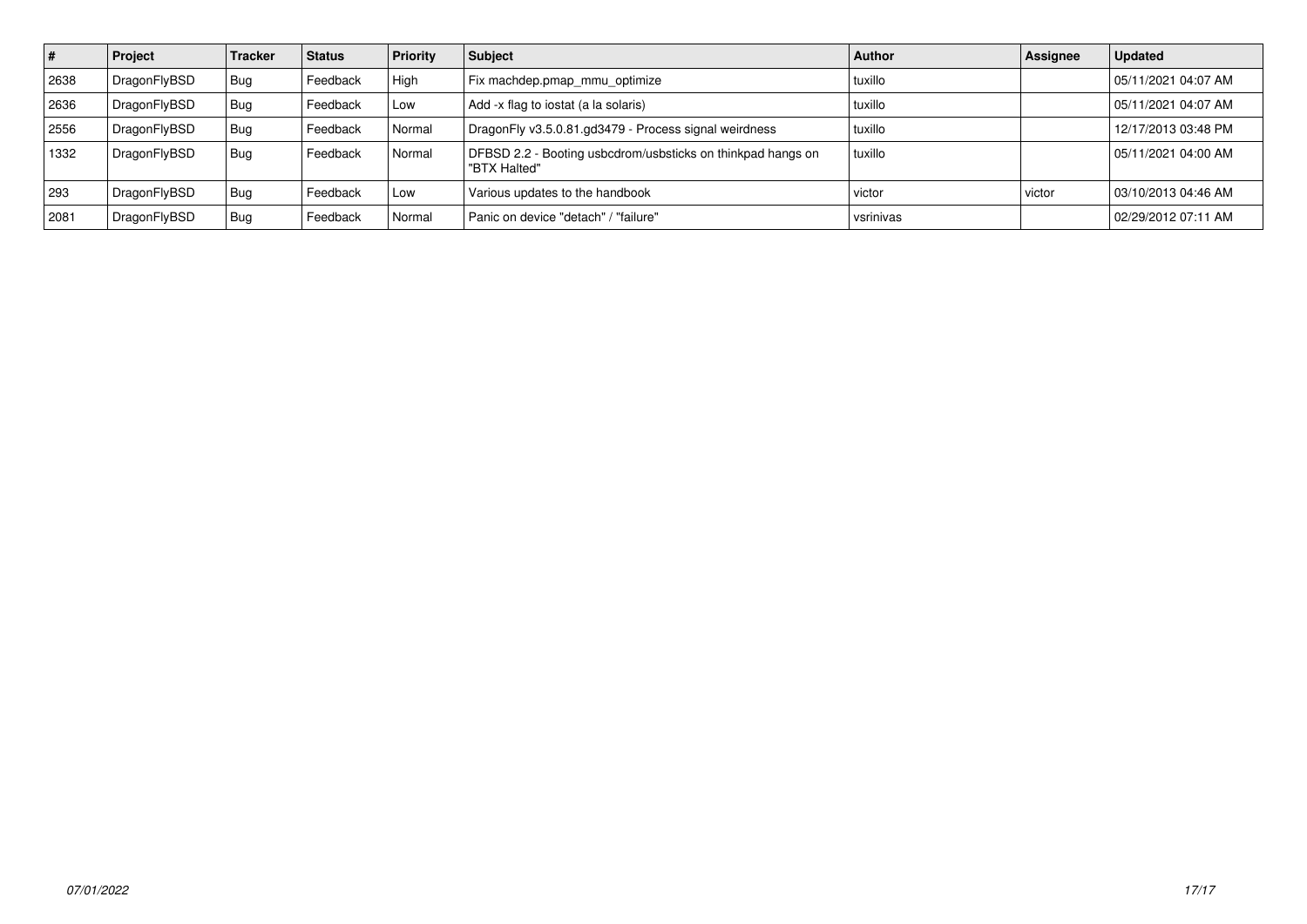| # | Project | Tracker | Status | Priority | Subject | Author | Assignee | Updated |
|---|---|---|---|---|---|---|---|---|
| 2638 | DragonFlyBSD | Bug | Feedback | High | Fix machdep.pmap_mmu_optimize | tuxillo | | 05/11/2021 04:07 AM |
| 2636 | DragonFlyBSD | Bug | Feedback | Low | Add -x flag to iostat (a la solaris) | tuxillo | | 05/11/2021 04:07 AM |
| 2556 | DragonFlyBSD | Bug | Feedback | Normal | DragonFly v3.5.0.81.gd3479 - Process signal weirdness | tuxillo | | 12/17/2013 03:48 PM |
| 1332 | DragonFlyBSD | Bug | Feedback | Normal | DFBSD 2.2 - Booting usbcdrom/usbsticks on thinkpad hangs on "BTX Halted" | tuxillo | | 05/11/2021 04:00 AM |
| 293 | DragonFlyBSD | Bug | Feedback | Low | Various updates to the handbook | victor | victor | 03/10/2013 04:46 AM |
| 2081 | DragonFlyBSD | Bug | Feedback | Normal | Panic on device "detach" / "failure" | vsrinivas | | 02/29/2012 07:11 AM |